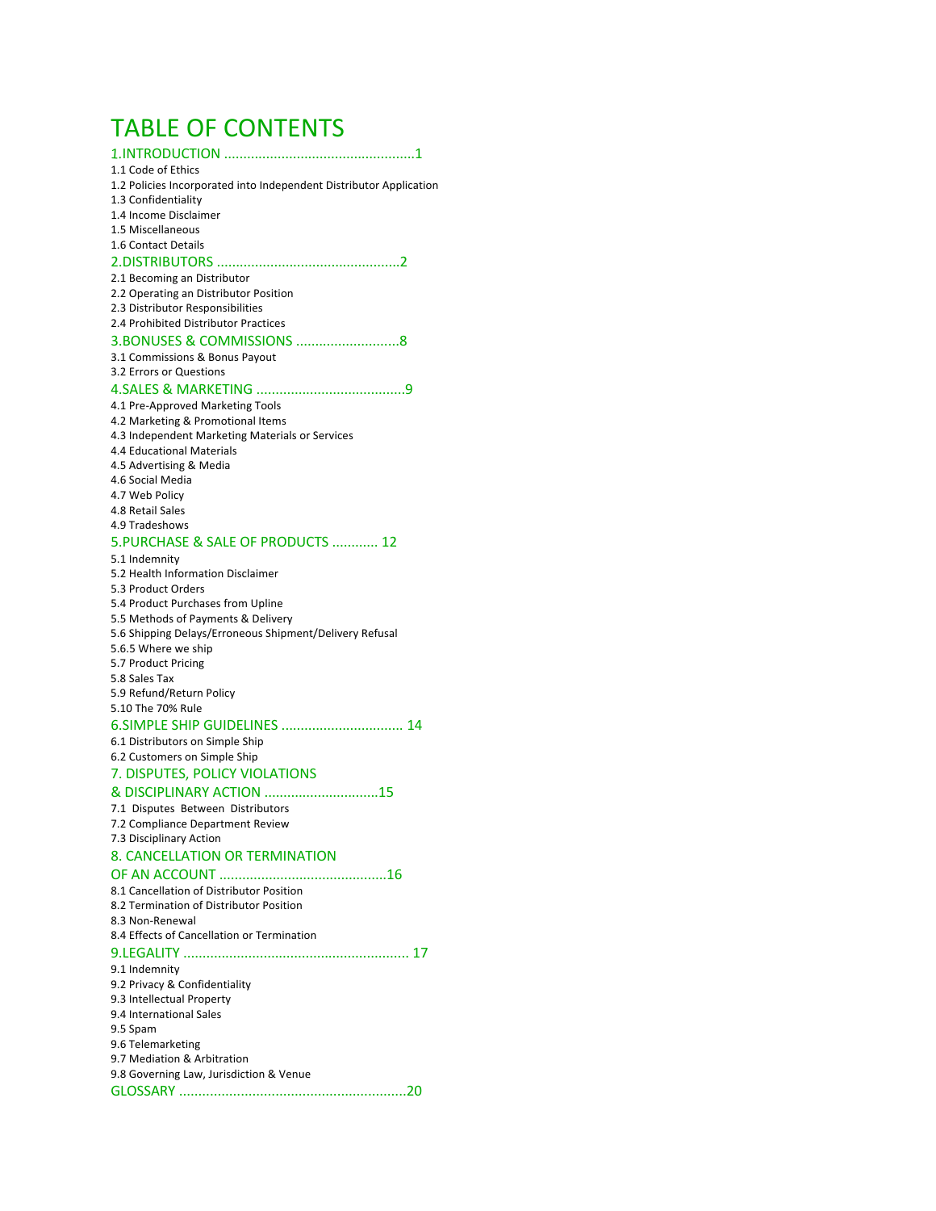# TABLE OF CONTENTS

## 1.INTRODUCTION ..................................................1

1.1 Code of Ethics
1.2 Policies Incorporated into Independent Distributor Application
1.3 Confidentiality
1.4 Income Disclaimer
1.5 Miscellaneous
1.6 Contact Details

## 2.DISTRIBUTORS ................................................2

2.1 Becoming an Distributor
2.2 Operating an Distributor Position
2.3 Distributor Responsibilities
2.4 Prohibited Distributor Practices

## 3.BONUSES & COMMISSIONS ...........................8

3.1 Commissions & Bonus Payout
3.2 Errors or Questions

## 4.SALES & MARKETING .......................................9

4.1 Pre-Approved Marketing Tools
4.2 Marketing & Promotional Items
4.3 Independent Marketing Materials or Services
4.4 Educational Materials
4.5 Advertising & Media
4.6 Social Media
4.7 Web Policy
4.8 Retail Sales
4.9 Tradeshows

## 5.PURCHASE & SALE OF PRODUCTS ............ 12

5.1 Indemnity
5.2 Health Information Disclaimer
5.3 Product Orders
5.4 Product Purchases from Upline
5.5 Methods of Payments & Delivery
5.6 Shipping Delays/Erroneous Shipment/Delivery Refusal
5.6.5 Where we ship
5.7 Product Pricing
5.8 Sales Tax
5.9 Refund/Return Policy
5.10 The 70% Rule

## 6.SIMPLE SHIP GUIDELINES ................................ 14

6.1 Distributors on Simple Ship
6.2 Customers on Simple Ship

## 7. DISPUTES, POLICY VIOLATIONS & DISCIPLINARY ACTION ..............................15

7.1 Disputes Between Distributors
7.2 Compliance Department Review
7.3 Disciplinary Action

## 8. CANCELLATION OR TERMINATION OF AN ACCOUNT ............................................16

8.1 Cancellation of Distributor Position
8.2 Termination of Distributor Position
8.3 Non-Renewal
8.4 Effects of Cancellation or Termination

## 9.LEGALITY ........................................................... 17

9.1 Indemnity
9.2 Privacy & Confidentiality
9.3 Intellectual Property
9.4 International Sales
9.5 Spam
9.6 Telemarketing
9.7 Mediation & Arbitration
9.8 Governing Law, Jurisdiction & Venue

## GLOSSARY ...........................................................20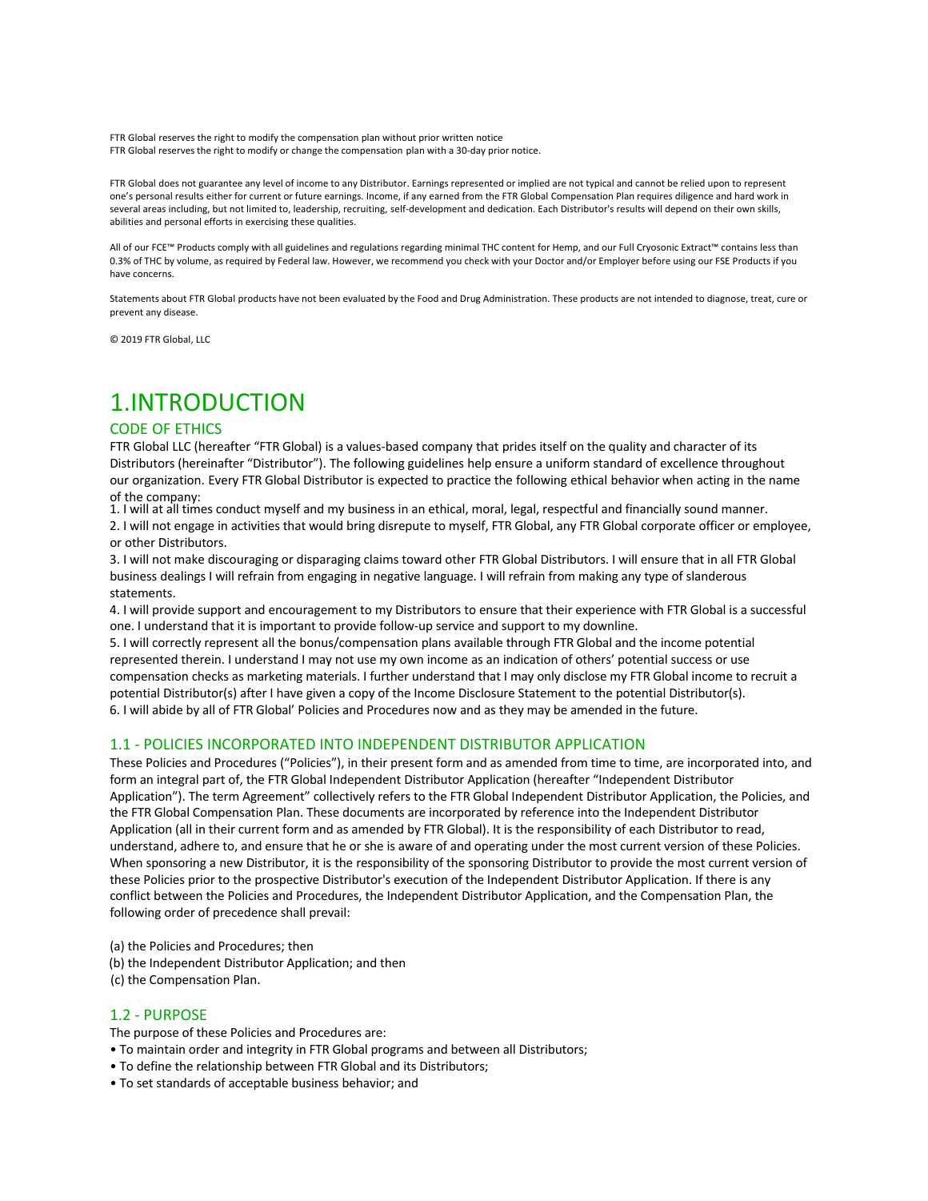FTR Global reserves the right to modify the compensation plan without prior written notice
FTR Global reserves the right to modify or change the compensation plan with a 30-day prior notice.

FTR Global does not guarantee any level of income to any Distributor. Earnings represented or implied are not typical and cannot be relied upon to represent one's personal results either for current or future earnings. Income, if any earned from the FTR Global Compensation Plan requires diligence and hard work in several areas including, but not limited to, leadership, recruiting, self-development and dedication. Each Distributor's results will depend on their own skills, abilities and personal efforts in exercising these qualities.

All of our FCE™ Products comply with all guidelines and regulations regarding minimal THC content for Hemp, and our Full Cryosonic Extract™ contains less than 0.3% of THC by volume, as required by Federal law. However, we recommend you check with your Doctor and/or Employer before using our FSE Products if you have concerns.

Statements about FTR Global products have not been evaluated by the Food and Drug Administration. These products are not intended to diagnose, treat, cure or prevent any disease.

© 2019 FTR Global, LLC

# 1.INTRODUCTION

## CODE OF ETHICS

FTR Global LLC (hereafter "FTR Global) is a values-based company that prides itself on the quality and character of its Distributors (hereinafter "Distributor"). The following guidelines help ensure a uniform standard of excellence throughout our organization. Every FTR Global Distributor is expected to practice the following ethical behavior when acting in the name of the company:

1. I will at all times conduct myself and my business in an ethical, moral, legal, respectful and financially sound manner.
2. I will not engage in activities that would bring disrepute to myself, FTR Global, any FTR Global corporate officer or employee, or other Distributors.
3. I will not make discouraging or disparaging claims toward other FTR Global Distributors. I will ensure that in all FTR Global business dealings I will refrain from engaging in negative language. I will refrain from making any type of slanderous statements.
4. I will provide support and encouragement to my Distributors to ensure that their experience with FTR Global is a successful one. I understand that it is important to provide follow-up service and support to my downline.
5. I will correctly represent all the bonus/compensation plans available through FTR Global and the income potential represented therein. I understand I may not use my own income as an indication of others' potential success or use compensation checks as marketing materials. I further understand that I may only disclose my FTR Global income to recruit a potential Distributor(s) after I have given a copy of the Income Disclosure Statement to the potential Distributor(s).
6. I will abide by all of FTR Global' Policies and Procedures now and as they may be amended in the future.

## 1.1 - POLICIES INCORPORATED INTO INDEPENDENT DISTRIBUTOR APPLICATION

These Policies and Procedures ("Policies"), in their present form and as amended from time to time, are incorporated into, and form an integral part of, the FTR Global Independent Distributor Application (hereafter "Independent Distributor Application"). The term Agreement" collectively refers to the FTR Global Independent Distributor Application, the Policies, and the FTR Global Compensation Plan. These documents are incorporated by reference into the Independent Distributor Application (all in their current form and as amended by FTR Global). It is the responsibility of each Distributor to read, understand, adhere to, and ensure that he or she is aware of and operating under the most current version of these Policies. When sponsoring a new Distributor, it is the responsibility of the sponsoring Distributor to provide the most current version of these Policies prior to the prospective Distributor's execution of the Independent Distributor Application. If there is any conflict between the Policies and Procedures, the Independent Distributor Application, and the Compensation Plan, the following order of precedence shall prevail:

(a) the Policies and Procedures; then
(b) the Independent Distributor Application; and then
(c) the Compensation Plan.

## 1.2 - PURPOSE

The purpose of these Policies and Procedures are:

- To maintain order and integrity in FTR Global programs and between all Distributors;
- To define the relationship between FTR Global and its Distributors;
- To set standards of acceptable business behavior; and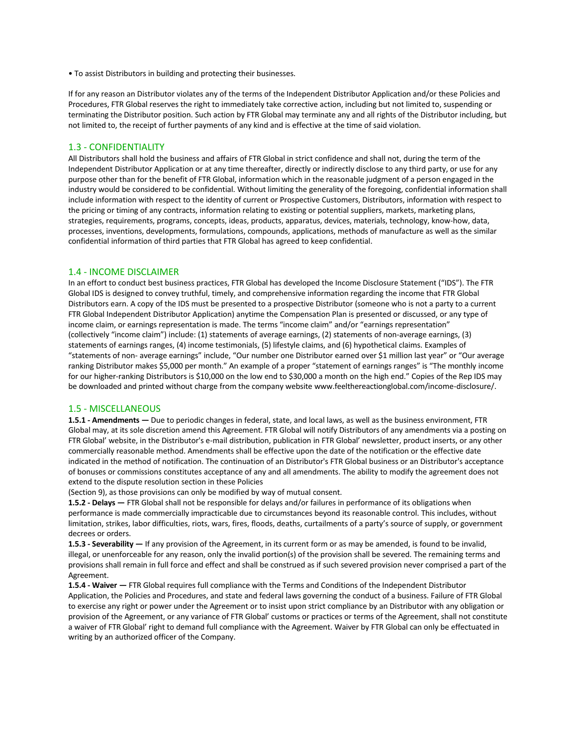- To assist Distributors in building and protecting their businesses.

If for any reason an Distributor violates any of the terms of the Independent Distributor Application and/or these Policies and Procedures, FTR Global reserves the right to immediately take corrective action, including but not limited to, suspending or terminating the Distributor position. Such action by FTR Global may terminate any and all rights of the Distributor including, but not limited to, the receipt of further payments of any kind and is effective at the time of said violation.

## 1.3 - CONFIDENTIALITY

All Distributors shall hold the business and affairs of FTR Global in strict confidence and shall not, during the term of the Independent Distributor Application or at any time thereafter, directly or indirectly disclose to any third party, or use for any purpose other than for the benefit of FTR Global, information which in the reasonable judgment of a person engaged in the industry would be considered to be confidential. Without limiting the generality of the foregoing, confidential information shall include information with respect to the identity of current or Prospective Customers, Distributors, information with respect to the pricing or timing of any contracts, information relating to existing or potential suppliers, markets, marketing plans, strategies, requirements, programs, concepts, ideas, products, apparatus, devices, materials, technology, know-how, data, processes, inventions, developments, formulations, compounds, applications, methods of manufacture as well as the similar confidential information of third parties that FTR Global has agreed to keep confidential.

## 1.4 - INCOME DISCLAIMER

In an effort to conduct best business practices, FTR Global has developed the Income Disclosure Statement ("IDS"). The FTR Global IDS is designed to convey truthful, timely, and comprehensive information regarding the income that FTR Global Distributors earn. A copy of the IDS must be presented to a prospective Distributor (someone who is not a party to a current FTR Global Independent Distributor Application) anytime the Compensation Plan is presented or discussed, or any type of income claim, or earnings representation is made. The terms "income claim" and/or "earnings representation" (collectively "income claim") include: (1) statements of average earnings, (2) statements of non-average earnings, (3) statements of earnings ranges, (4) income testimonials, (5) lifestyle claims, and (6) hypothetical claims. Examples of "statements of non- average earnings" include, "Our number one Distributor earned over $1 million last year" or "Our average ranking Distributor makes $5,000 per month." An example of a proper "statement of earnings ranges" is "The monthly income for our higher-ranking Distributors is $10,000 on the low end to $30,000 a month on the high end." Copies of the Rep IDS may be downloaded and printed without charge from the company website www.feelthereactionglobal.com/income-disclosure/.

## 1.5 - MISCELLANEOUS

**1.5.1 - Amendments —** Due to periodic changes in federal, state, and local laws, as well as the business environment, FTR Global may, at its sole discretion amend this Agreement. FTR Global will notify Distributors of any amendments via a posting on FTR Global' website, in the Distributor's e-mail distribution, publication in FTR Global' newsletter, product inserts, or any other commercially reasonable method. Amendments shall be effective upon the date of the notification or the effective date indicated in the method of notification. The continuation of an Distributor's FTR Global business or an Distributor's acceptance of bonuses or commissions constitutes acceptance of any and all amendments. The ability to modify the agreement does not extend to the dispute resolution section in these Policies (Section 9), as those provisions can only be modified by way of mutual consent.

**1.5.2 - Delays —** FTR Global shall not be responsible for delays and/or failures in performance of its obligations when performance is made commercially impracticable due to circumstances beyond its reasonable control. This includes, without limitation, strikes, labor difficulties, riots, wars, fires, floods, deaths, curtailments of a party's source of supply, or government decrees or orders.

**1.5.3 - Severability —** If any provision of the Agreement, in its current form or as may be amended, is found to be invalid, illegal, or unenforceable for any reason, only the invalid portion(s) of the provision shall be severed. The remaining terms and provisions shall remain in full force and effect and shall be construed as if such severed provision never comprised a part of the Agreement.

**1.5.4 - Waiver —** FTR Global requires full compliance with the Terms and Conditions of the Independent Distributor Application, the Policies and Procedures, and state and federal laws governing the conduct of a business. Failure of FTR Global to exercise any right or power under the Agreement or to insist upon strict compliance by an Distributor with any obligation or provision of the Agreement, or any variance of FTR Global' customs or practices or terms of the Agreement, shall not constitute a waiver of FTR Global' right to demand full compliance with the Agreement. Waiver by FTR Global can only be effectuated in writing by an authorized officer of the Company.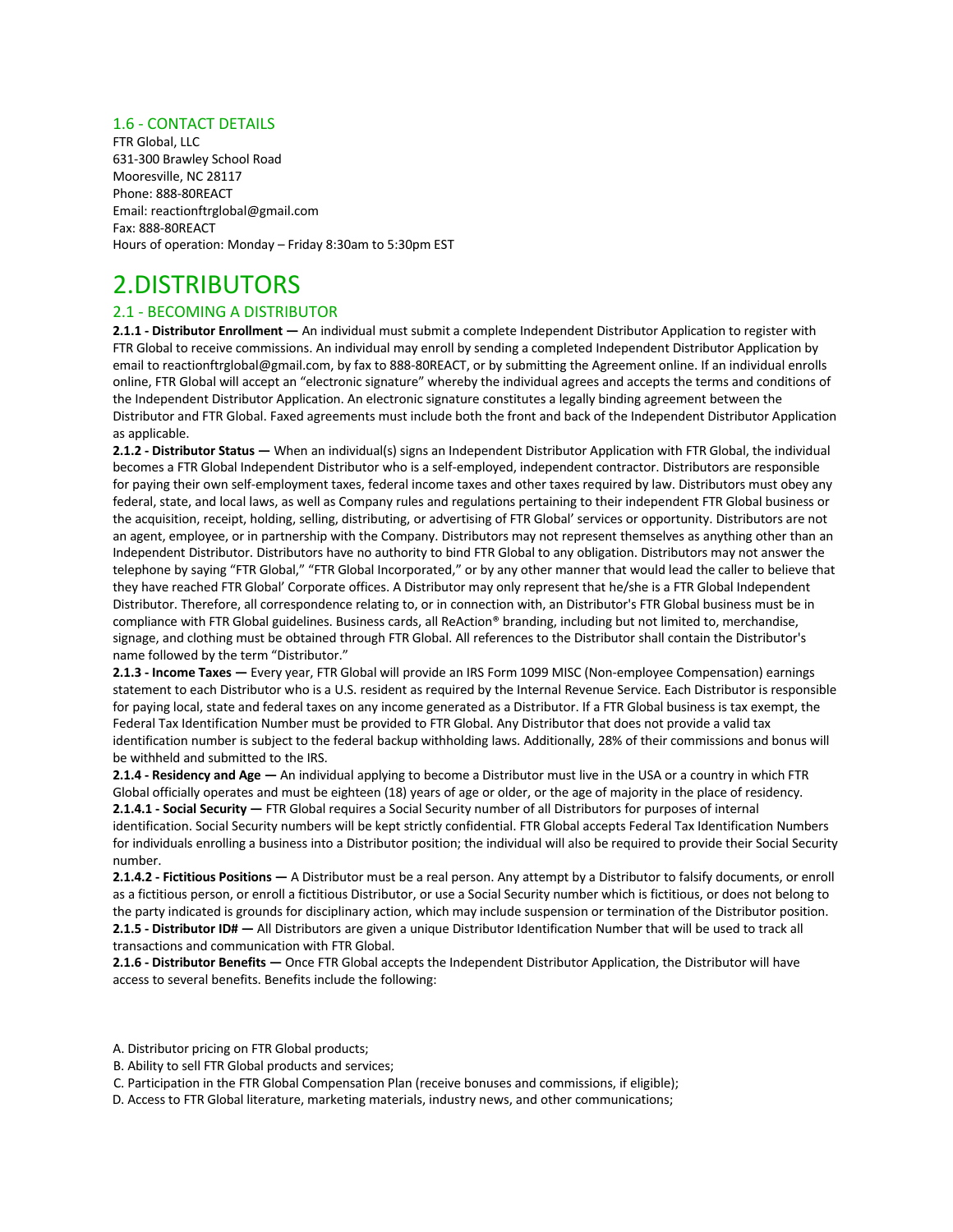### 1.6 - CONTACT DETAILS

FTR Global, LLC
631-300 Brawley School Road
Mooresville, NC 28117
Phone: 888-80REACT
Email: reactionftrglobal@gmail.com
Fax: 888-80REACT
Hours of operation: Monday – Friday 8:30am to 5:30pm EST

# 2.DISTRIBUTORS

## 2.1 - BECOMING A DISTRIBUTOR

**2.1.1 - Distributor Enrollment —** An individual must submit a complete Independent Distributor Application to register with FTR Global to receive commissions. An individual may enroll by sending a completed Independent Distributor Application by email to reactionftrglobal@gmail.com, by fax to 888-80REACT, or by submitting the Agreement online. If an individual enrolls online, FTR Global will accept an "electronic signature" whereby the individual agrees and accepts the terms and conditions of the Independent Distributor Application. An electronic signature constitutes a legally binding agreement between the Distributor and FTR Global. Faxed agreements must include both the front and back of the Independent Distributor Application as applicable.

**2.1.2 - Distributor Status —** When an individual(s) signs an Independent Distributor Application with FTR Global, the individual becomes a FTR Global Independent Distributor who is a self-employed, independent contractor. Distributors are responsible for paying their own self-employment taxes, federal income taxes and other taxes required by law. Distributors must obey any federal, state, and local laws, as well as Company rules and regulations pertaining to their independent FTR Global business or the acquisition, receipt, holding, selling, distributing, or advertising of FTR Global' services or opportunity. Distributors are not an agent, employee, or in partnership with the Company. Distributors may not represent themselves as anything other than an Independent Distributor. Distributors have no authority to bind FTR Global to any obligation. Distributors may not answer the telephone by saying "FTR Global," "FTR Global Incorporated," or by any other manner that would lead the caller to believe that they have reached FTR Global' Corporate offices. A Distributor may only represent that he/she is a FTR Global Independent Distributor. Therefore, all correspondence relating to, or in connection with, an Distributor's FTR Global business must be in compliance with FTR Global guidelines. Business cards, all ReAction® branding, including but not limited to, merchandise, signage, and clothing must be obtained through FTR Global. All references to the Distributor shall contain the Distributor's name followed by the term "Distributor."

**2.1.3 - Income Taxes —** Every year, FTR Global will provide an IRS Form 1099 MISC (Non-employee Compensation) earnings statement to each Distributor who is a U.S. resident as required by the Internal Revenue Service. Each Distributor is responsible for paying local, state and federal taxes on any income generated as a Distributor. If a FTR Global business is tax exempt, the Federal Tax Identification Number must be provided to FTR Global. Any Distributor that does not provide a valid tax identification number is subject to the federal backup withholding laws. Additionally, 28% of their commissions and bonus will be withheld and submitted to the IRS.

**2.1.4 - Residency and Age —** An individual applying to become a Distributor must live in the USA or a country in which FTR Global officially operates and must be eighteen (18) years of age or older, or the age of majority in the place of residency.

**2.1.4.1 - Social Security —** FTR Global requires a Social Security number of all Distributors for purposes of internal identification. Social Security numbers will be kept strictly confidential. FTR Global accepts Federal Tax Identification Numbers for individuals enrolling a business into a Distributor position; the individual will also be required to provide their Social Security number.

**2.1.4.2 - Fictitious Positions —** A Distributor must be a real person. Any attempt by a Distributor to falsify documents, or enroll as a fictitious person, or enroll a fictitious Distributor, or use a Social Security number which is fictitious, or does not belong to the party indicated is grounds for disciplinary action, which may include suspension or termination of the Distributor position.

**2.1.5 - Distributor ID# —** All Distributors are given a unique Distributor Identification Number that will be used to track all transactions and communication with FTR Global.

**2.1.6 - Distributor Benefits —** Once FTR Global accepts the Independent Distributor Application, the Distributor will have access to several benefits. Benefits include the following:

A. Distributor pricing on FTR Global products;
B. Ability to sell FTR Global products and services;
C. Participation in the FTR Global Compensation Plan (receive bonuses and commissions, if eligible);
D. Access to FTR Global literature, marketing materials, industry news, and other communications;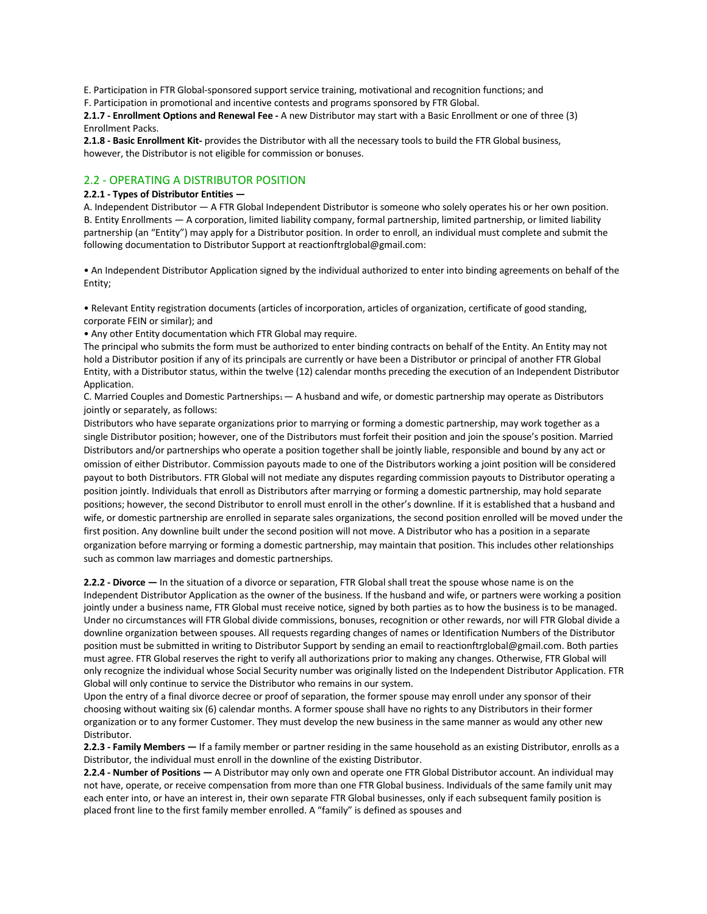E. Participation in FTR Global-sponsored support service training, motivational and recognition functions; and

F. Participation in promotional and incentive contests and programs sponsored by FTR Global.

**2.1.7 - Enrollment Options and Renewal Fee -** A new Distributor may start with a Basic Enrollment or one of three (3) Enrollment Packs.

**2.1.8 - Basic Enrollment Kit-** provides the Distributor with all the necessary tools to build the FTR Global business, however, the Distributor is not eligible for commission or bonuses.

## 2.2 - OPERATING A DISTRIBUTOR POSITION

**2.2.1 - Types of Distributor Entities —**

A. Independent Distributor — A FTR Global Independent Distributor is someone who solely operates his or her own position.

B. Entity Enrollments — A corporation, limited liability company, formal partnership, limited partnership, or limited liability partnership (an "Entity") may apply for a Distributor position. In order to enroll, an individual must complete and submit the following documentation to Distributor Support at reactionftrglobal@gmail.com:

• An Independent Distributor Application signed by the individual authorized to enter into binding agreements on behalf of the Entity;

• Relevant Entity registration documents (articles of incorporation, articles of organization, certificate of good standing, corporate FEIN or similar); and

• Any other Entity documentation which FTR Global may require.

The principal who submits the form must be authorized to enter binding contracts on behalf of the Entity. An Entity may not hold a Distributor position if any of its principals are currently or have been a Distributor or principal of another FTR Global Entity, with a Distributor status, within the twelve (12) calendar months preceding the execution of an Independent Distributor Application.

C. Married Couples and Domestic Partnerships[1] — A husband and wife, or domestic partnership may operate as Distributors jointly or separately, as follows:

Distributors who have separate organizations prior to marrying or forming a domestic partnership, may work together as a single Distributor position; however, one of the Distributors must forfeit their position and join the spouse's position. Married Distributors and/or partnerships who operate a position together shall be jointly liable, responsible and bound by any act or omission of either Distributor. Commission payouts made to one of the Distributors working a joint position will be considered payout to both Distributors. FTR Global will not mediate any disputes regarding commission payouts to Distributor operating a position jointly. Individuals that enroll as Distributors after marrying or forming a domestic partnership, may hold separate positions; however, the second Distributor to enroll must enroll in the other's downline. If it is established that a husband and wife, or domestic partnership are enrolled in separate sales organizations, the second position enrolled will be moved under the first position. Any downline built under the second position will not move. A Distributor who has a position in a separate organization before marrying or forming a domestic partnership, may maintain that position. This includes other relationships such as common law marriages and domestic partnerships.

**2.2.2 - Divorce —** In the situation of a divorce or separation, FTR Global shall treat the spouse whose name is on the Independent Distributor Application as the owner of the business. If the husband and wife, or partners were working a position jointly under a business name, FTR Global must receive notice, signed by both parties as to how the business is to be managed. Under no circumstances will FTR Global divide commissions, bonuses, recognition or other rewards, nor will FTR Global divide a downline organization between spouses. All requests regarding changes of names or Identification Numbers of the Distributor position must be submitted in writing to Distributor Support by sending an email to reactionftrglobal@gmail.com. Both parties must agree. FTR Global reserves the right to verify all authorizations prior to making any changes. Otherwise, FTR Global will only recognize the individual whose Social Security number was originally listed on the Independent Distributor Application. FTR Global will only continue to service the Distributor who remains in our system.

Upon the entry of a final divorce decree or proof of separation, the former spouse may enroll under any sponsor of their choosing without waiting six (6) calendar months. A former spouse shall have no rights to any Distributors in their former organization or to any former Customer. They must develop the new business in the same manner as would any other new Distributor.

**2.2.3 - Family Members —** If a family member or partner residing in the same household as an existing Distributor, enrolls as a Distributor, the individual must enroll in the downline of the existing Distributor.

**2.2.4 - Number of Positions —** A Distributor may only own and operate one FTR Global Distributor account. An individual may not have, operate, or receive compensation from more than one FTR Global business. Individuals of the same family unit may each enter into, or have an interest in, their own separate FTR Global businesses, only if each subsequent family position is placed front line to the first family member enrolled. A "family" is defined as spouses and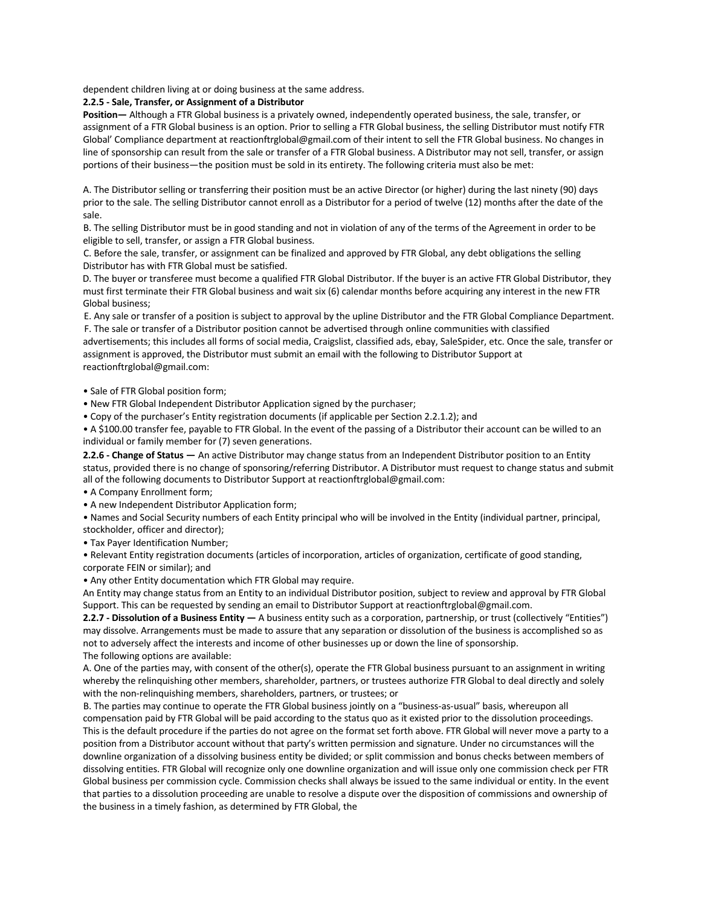dependent children living at or doing business at the same address.

**2.2.5 - Sale, Transfer, or Assignment of a Distributor Position—** Although a FTR Global business is a privately owned, independently operated business, the sale, transfer, or assignment of a FTR Global business is an option. Prior to selling a FTR Global business, the selling Distributor must notify FTR Global' Compliance department at reactionftrglobal@gmail.com of their intent to sell the FTR Global business. No changes in line of sponsorship can result from the sale or transfer of a FTR Global business. A Distributor may not sell, transfer, or assign portions of their business—the position must be sold in its entirety. The following criteria must also be met:

A. The Distributor selling or transferring their position must be an active Director (or higher) during the last ninety (90) days prior to the sale. The selling Distributor cannot enroll as a Distributor for a period of twelve (12) months after the date of the sale.

B. The selling Distributor must be in good standing and not in violation of any of the terms of the Agreement in order to be eligible to sell, transfer, or assign a FTR Global business.

C. Before the sale, transfer, or assignment can be finalized and approved by FTR Global, any debt obligations the selling Distributor has with FTR Global must be satisfied.

D. The buyer or transferee must become a qualified FTR Global Distributor. If the buyer is an active FTR Global Distributor, they must first terminate their FTR Global business and wait six (6) calendar months before acquiring any interest in the new FTR Global business;

E. Any sale or transfer of a position is subject to approval by the upline Distributor and the FTR Global Compliance Department.

F. The sale or transfer of a Distributor position cannot be advertised through online communities with classified advertisements; this includes all forms of social media, Craigslist, classified ads, ebay, SaleSpider, etc. Once the sale, transfer or assignment is approved, the Distributor must submit an email with the following to Distributor Support at reactionftrglobal@gmail.com:

- Sale of FTR Global position form;
- New FTR Global Independent Distributor Application signed by the purchaser;
- Copy of the purchaser's Entity registration documents (if applicable per Section 2.2.1.2); and
- A $100.00 transfer fee, payable to FTR Global. In the event of the passing of a Distributor their account can be willed to an individual or family member for (7) seven generations.

**2.2.6 - Change of Status —** An active Distributor may change status from an Independent Distributor position to an Entity status, provided there is no change of sponsoring/referring Distributor. A Distributor must request to change status and submit all of the following documents to Distributor Support at reactionftrglobal@gmail.com:

- A Company Enrollment form;
- A new Independent Distributor Application form;
- Names and Social Security numbers of each Entity principal who will be involved in the Entity (individual partner, principal, stockholder, officer and director);
- Tax Payer Identification Number;
- Relevant Entity registration documents (articles of incorporation, articles of organization, certificate of good standing, corporate FEIN or similar); and
- Any other Entity documentation which FTR Global may require.

An Entity may change status from an Entity to an individual Distributor position, subject to review and approval by FTR Global Support. This can be requested by sending an email to Distributor Support at reactionftrglobal@gmail.com.

**2.2.7 - Dissolution of a Business Entity —** A business entity such as a corporation, partnership, or trust (collectively "Entities") may dissolve. Arrangements must be made to assure that any separation or dissolution of the business is accomplished so as not to adversely affect the interests and income of other businesses up or down the line of sponsorship.

The following options are available:

A. One of the parties may, with consent of the other(s), operate the FTR Global business pursuant to an assignment in writing whereby the relinquishing other members, shareholder, partners, or trustees authorize FTR Global to deal directly and solely with the non-relinquishing members, shareholders, partners, or trustees; or

B. The parties may continue to operate the FTR Global business jointly on a "business-as-usual" basis, whereupon all compensation paid by FTR Global will be paid according to the status quo as it existed prior to the dissolution proceedings. This is the default procedure if the parties do not agree on the format set forth above. FTR Global will never move a party to a position from a Distributor account without that party's written permission and signature. Under no circumstances will the downline organization of a dissolving business entity be divided; or split commission and bonus checks between members of dissolving entities. FTR Global will recognize only one downline organization and will issue only one commission check per FTR Global business per commission cycle. Commission checks shall always be issued to the same individual or entity. In the event that parties to a dissolution proceeding are unable to resolve a dispute over the disposition of commissions and ownership of the business in a timely fashion, as determined by FTR Global, the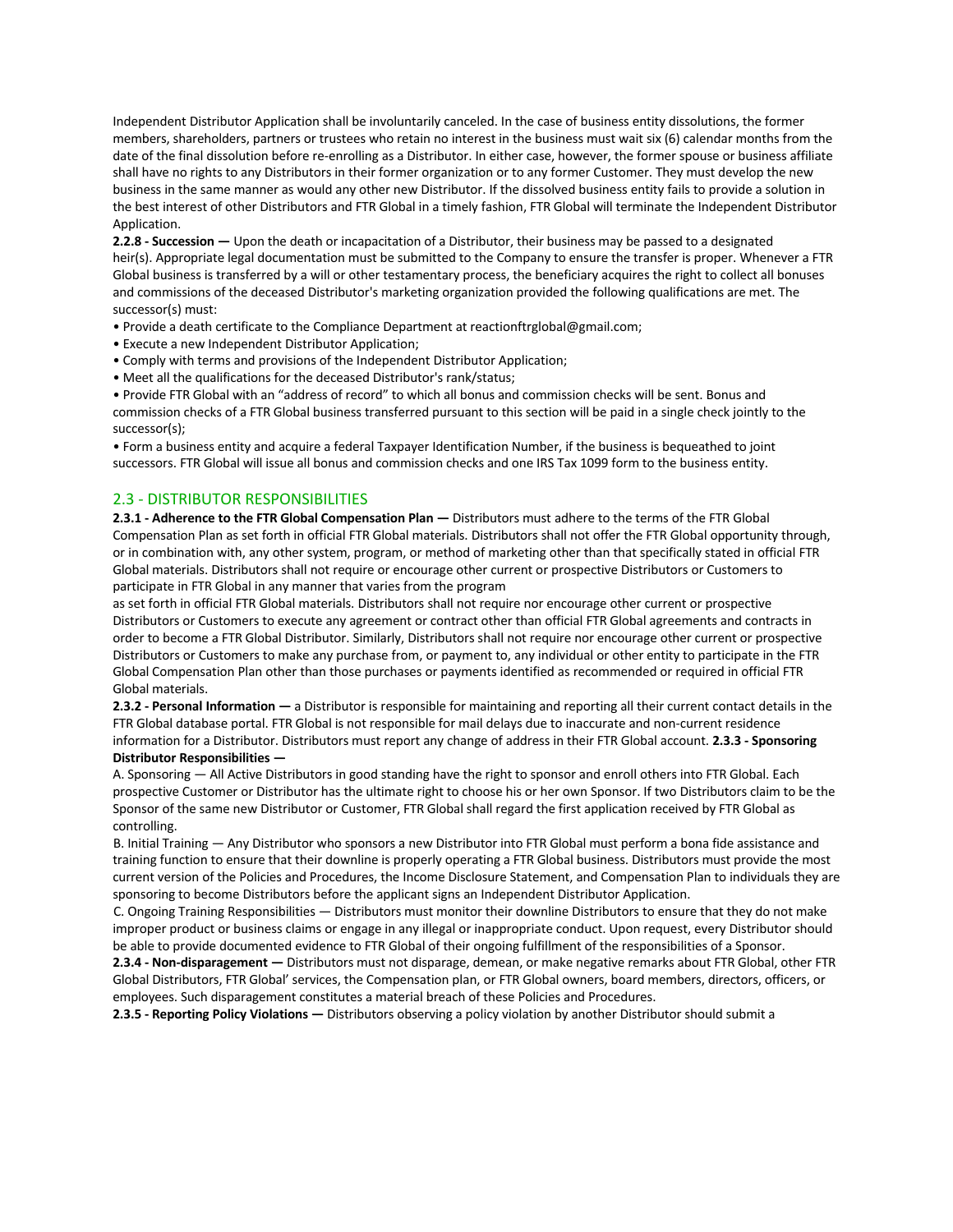Independent Distributor Application shall be involuntarily canceled. In the case of business entity dissolutions, the former members, shareholders, partners or trustees who retain no interest in the business must wait six (6) calendar months from the date of the final dissolution before re-enrolling as a Distributor. In either case, however, the former spouse or business affiliate shall have no rights to any Distributors in their former organization or to any former Customer. They must develop the new business in the same manner as would any other new Distributor. If the dissolved business entity fails to provide a solution in the best interest of other Distributors and FTR Global in a timely fashion, FTR Global will terminate the Independent Distributor Application.

**2.2.8 - Succession —** Upon the death or incapacitation of a Distributor, their business may be passed to a designated heir(s). Appropriate legal documentation must be submitted to the Company to ensure the transfer is proper. Whenever a FTR Global business is transferred by a will or other testamentary process, the beneficiary acquires the right to collect all bonuses and commissions of the deceased Distributor's marketing organization provided the following qualifications are met. The successor(s) must:

- Provide a death certificate to the Compliance Department at reactionftrglobal@gmail.com;
- Execute a new Independent Distributor Application;
- Comply with terms and provisions of the Independent Distributor Application;
- Meet all the qualifications for the deceased Distributor's rank/status;
- Provide FTR Global with an "address of record" to which all bonus and commission checks will be sent. Bonus and commission checks of a FTR Global business transferred pursuant to this section will be paid in a single check jointly to the successor(s);
- Form a business entity and acquire a federal Taxpayer Identification Number, if the business is bequeathed to joint successors. FTR Global will issue all bonus and commission checks and one IRS Tax 1099 form to the business entity.

## 2.3 - DISTRIBUTOR RESPONSIBILITIES

**2.3.1 - Adherence to the FTR Global Compensation Plan —** Distributors must adhere to the terms of the FTR Global Compensation Plan as set forth in official FTR Global materials. Distributors shall not offer the FTR Global opportunity through, or in combination with, any other system, program, or method of marketing other than that specifically stated in official FTR Global materials. Distributors shall not require or encourage other current or prospective Distributors or Customers to participate in FTR Global in any manner that varies from the program as set forth in official FTR Global materials. Distributors shall not require nor encourage other current or prospective Distributors or Customers to execute any agreement or contract other than official FTR Global agreements and contracts in order to become a FTR Global Distributor. Similarly, Distributors shall not require nor encourage other current or prospective Distributors or Customers to make any purchase from, or payment to, any individual or other entity to participate in the FTR Global Compensation Plan other than those purchases or payments identified as recommended or required in official FTR Global materials.

**2.3.2 - Personal Information —** a Distributor is responsible for maintaining and reporting all their current contact details in the FTR Global database portal. FTR Global is not responsible for mail delays due to inaccurate and non-current residence information for a Distributor. Distributors must report any change of address in their FTR Global account. **2.3.3 - Sponsoring Distributor Responsibilities —**

A. Sponsoring — All Active Distributors in good standing have the right to sponsor and enroll others into FTR Global. Each prospective Customer or Distributor has the ultimate right to choose his or her own Sponsor. If two Distributors claim to be the Sponsor of the same new Distributor or Customer, FTR Global shall regard the first application received by FTR Global as controlling.

B. Initial Training — Any Distributor who sponsors a new Distributor into FTR Global must perform a bona fide assistance and training function to ensure that their downline is properly operating a FTR Global business. Distributors must provide the most current version of the Policies and Procedures, the Income Disclosure Statement, and Compensation Plan to individuals they are sponsoring to become Distributors before the applicant signs an Independent Distributor Application.

C. Ongoing Training Responsibilities — Distributors must monitor their downline Distributors to ensure that they do not make improper product or business claims or engage in any illegal or inappropriate conduct. Upon request, every Distributor should be able to provide documented evidence to FTR Global of their ongoing fulfillment of the responsibilities of a Sponsor.

**2.3.4 - Non-disparagement —** Distributors must not disparage, demean, or make negative remarks about FTR Global, other FTR Global Distributors, FTR Global' services, the Compensation plan, or FTR Global owners, board members, directors, officers, or employees. Such disparagement constitutes a material breach of these Policies and Procedures.

**2.3.5 - Reporting Policy Violations —** Distributors observing a policy violation by another Distributor should submit a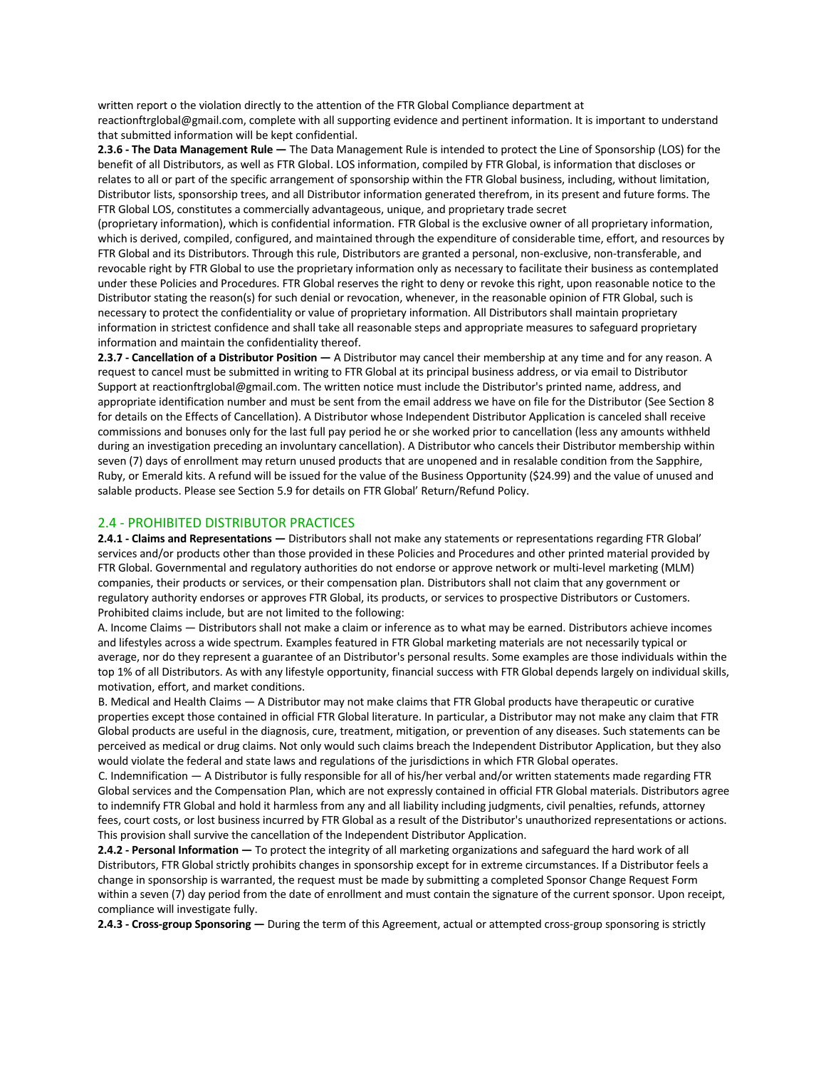written report o the violation directly to the attention of the FTR Global Compliance department at reactionftrglobal@gmail.com, complete with all supporting evidence and pertinent information. It is important to understand that submitted information will be kept confidential.

**2.3.6 - The Data Management Rule —** The Data Management Rule is intended to protect the Line of Sponsorship (LOS) for the benefit of all Distributors, as well as FTR Global. LOS information, compiled by FTR Global, is information that discloses or relates to all or part of the specific arrangement of sponsorship within the FTR Global business, including, without limitation, Distributor lists, sponsorship trees, and all Distributor information generated therefrom, in its present and future forms. The FTR Global LOS, constitutes a commercially advantageous, unique, and proprietary trade secret (proprietary information), which is confidential information. FTR Global is the exclusive owner of all proprietary information, which is derived, compiled, configured, and maintained through the expenditure of considerable time, effort, and resources by FTR Global and its Distributors. Through this rule, Distributors are granted a personal, non-exclusive, non-transferable, and revocable right by FTR Global to use the proprietary information only as necessary to facilitate their business as contemplated under these Policies and Procedures. FTR Global reserves the right to deny or revoke this right, upon reasonable notice to the Distributor stating the reason(s) for such denial or revocation, whenever, in the reasonable opinion of FTR Global, such is necessary to protect the confidentiality or value of proprietary information. All Distributors shall maintain proprietary information in strictest confidence and shall take all reasonable steps and appropriate measures to safeguard proprietary information and maintain the confidentiality thereof.

**2.3.7 - Cancellation of a Distributor Position —** A Distributor may cancel their membership at any time and for any reason. A request to cancel must be submitted in writing to FTR Global at its principal business address, or via email to Distributor Support at reactionftrglobal@gmail.com. The written notice must include the Distributor's printed name, address, and appropriate identification number and must be sent from the email address we have on file for the Distributor (See Section 8 for details on the Effects of Cancellation). A Distributor whose Independent Distributor Application is canceled shall receive commissions and bonuses only for the last full pay period he or she worked prior to cancellation (less any amounts withheld during an investigation preceding an involuntary cancellation). A Distributor who cancels their Distributor membership within seven (7) days of enrollment may return unused products that are unopened and in resalable condition from the Sapphire, Ruby, or Emerald kits. A refund will be issued for the value of the Business Opportunity ($24.99) and the value of unused and salable products. Please see Section 5.9 for details on FTR Global' Return/Refund Policy.

## 2.4 - PROHIBITED DISTRIBUTOR PRACTICES

**2.4.1 - Claims and Representations —** Distributors shall not make any statements or representations regarding FTR Global' services and/or products other than those provided in these Policies and Procedures and other printed material provided by FTR Global. Governmental and regulatory authorities do not endorse or approve network or multi-level marketing (MLM) companies, their products or services, or their compensation plan. Distributors shall not claim that any government or regulatory authority endorses or approves FTR Global, its products, or services to prospective Distributors or Customers. Prohibited claims include, but are not limited to the following:

A. Income Claims — Distributors shall not make a claim or inference as to what may be earned. Distributors achieve incomes and lifestyles across a wide spectrum. Examples featured in FTR Global marketing materials are not necessarily typical or average, nor do they represent a guarantee of an Distributor's personal results. Some examples are those individuals within the top 1% of all Distributors. As with any lifestyle opportunity, financial success with FTR Global depends largely on individual skills, motivation, effort, and market conditions.

B. Medical and Health Claims — A Distributor may not make claims that FTR Global products have therapeutic or curative properties except those contained in official FTR Global literature. In particular, a Distributor may not make any claim that FTR Global products are useful in the diagnosis, cure, treatment, mitigation, or prevention of any diseases. Such statements can be perceived as medical or drug claims. Not only would such claims breach the Independent Distributor Application, but they also would violate the federal and state laws and regulations of the jurisdictions in which FTR Global operates.

C. Indemnification — A Distributor is fully responsible for all of his/her verbal and/or written statements made regarding FTR Global services and the Compensation Plan, which are not expressly contained in official FTR Global materials. Distributors agree to indemnify FTR Global and hold it harmless from any and all liability including judgments, civil penalties, refunds, attorney fees, court costs, or lost business incurred by FTR Global as a result of the Distributor's unauthorized representations or actions. This provision shall survive the cancellation of the Independent Distributor Application.

**2.4.2 - Personal Information —** To protect the integrity of all marketing organizations and safeguard the hard work of all Distributors, FTR Global strictly prohibits changes in sponsorship except for in extreme circumstances. If a Distributor feels a change in sponsorship is warranted, the request must be made by submitting a completed Sponsor Change Request Form within a seven (7) day period from the date of enrollment and must contain the signature of the current sponsor. Upon receipt, compliance will investigate fully.

**2.4.3 - Cross-group Sponsoring —** During the term of this Agreement, actual or attempted cross-group sponsoring is strictly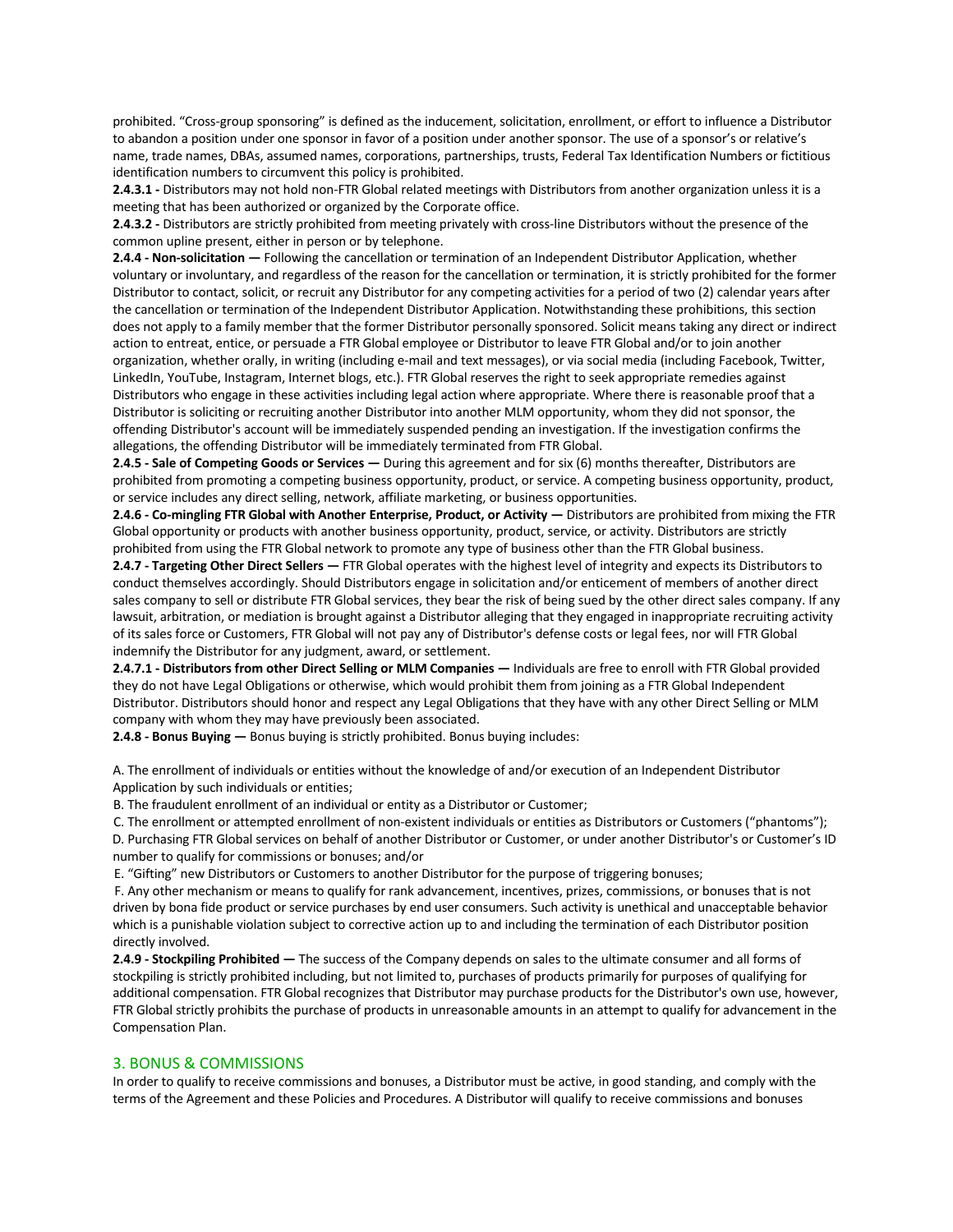prohibited. “Cross-group sponsoring” is defined as the inducement, solicitation, enrollment, or effort to influence a Distributor to abandon a position under one sponsor in favor of a position under another sponsor. The use of a sponsor’s or relative’s name, trade names, DBAs, assumed names, corporations, partnerships, trusts, Federal Tax Identification Numbers or fictitious identification numbers to circumvent this policy is prohibited.

**2.4.3.1 -** Distributors may not hold non-FTR Global related meetings with Distributors from another organization unless it is a meeting that has been authorized or organized by the Corporate office.

**2.4.3.2 -** Distributors are strictly prohibited from meeting privately with cross-line Distributors without the presence of the common upline present, either in person or by telephone.

**2.4.4 - Non-solicitation —** Following the cancellation or termination of an Independent Distributor Application, whether voluntary or involuntary, and regardless of the reason for the cancellation or termination, it is strictly prohibited for the former Distributor to contact, solicit, or recruit any Distributor for any competing activities for a period of two (2) calendar years after the cancellation or termination of the Independent Distributor Application. Notwithstanding these prohibitions, this section does not apply to a family member that the former Distributor personally sponsored. Solicit means taking any direct or indirect action to entreat, entice, or persuade a FTR Global employee or Distributor to leave FTR Global and/or to join another organization, whether orally, in writing (including e-mail and text messages), or via social media (including Facebook, Twitter, LinkedIn, YouTube, Instagram, Internet blogs, etc.). FTR Global reserves the right to seek appropriate remedies against Distributors who engage in these activities including legal action where appropriate. Where there is reasonable proof that a Distributor is soliciting or recruiting another Distributor into another MLM opportunity, whom they did not sponsor, the offending Distributor's account will be immediately suspended pending an investigation. If the investigation confirms the allegations, the offending Distributor will be immediately terminated from FTR Global.

**2.4.5 - Sale of Competing Goods or Services —** During this agreement and for six (6) months thereafter, Distributors are prohibited from promoting a competing business opportunity, product, or service. A competing business opportunity, product, or service includes any direct selling, network, affiliate marketing, or business opportunities.

**2.4.6 - Co-mingling FTR Global with Another Enterprise, Product, or Activity —** Distributors are prohibited from mixing the FTR Global opportunity or products with another business opportunity, product, service, or activity. Distributors are strictly prohibited from using the FTR Global network to promote any type of business other than the FTR Global business.

**2.4.7 - Targeting Other Direct Sellers —** FTR Global operates with the highest level of integrity and expects its Distributors to conduct themselves accordingly. Should Distributors engage in solicitation and/or enticement of members of another direct sales company to sell or distribute FTR Global services, they bear the risk of being sued by the other direct sales company. If any lawsuit, arbitration, or mediation is brought against a Distributor alleging that they engaged in inappropriate recruiting activity of its sales force or Customers, FTR Global will not pay any of Distributor's defense costs or legal fees, nor will FTR Global indemnify the Distributor for any judgment, award, or settlement.

**2.4.7.1 - Distributors from other Direct Selling or MLM Companies —** Individuals are free to enroll with FTR Global provided they do not have Legal Obligations or otherwise, which would prohibit them from joining as a FTR Global Independent Distributor. Distributors should honor and respect any Legal Obligations that they have with any other Direct Selling or MLM company with whom they may have previously been associated.

**2.4.8 - Bonus Buying —** Bonus buying is strictly prohibited. Bonus buying includes:

A. The enrollment of individuals or entities without the knowledge of and/or execution of an Independent Distributor Application by such individuals or entities;

B. The fraudulent enrollment of an individual or entity as a Distributor or Customer;

C. The enrollment or attempted enrollment of non-existent individuals or entities as Distributors or Customers (“phantoms”);

D. Purchasing FTR Global services on behalf of another Distributor or Customer, or under another Distributor's or Customer’s ID number to qualify for commissions or bonuses; and/or

E. “Gifting” new Distributors or Customers to another Distributor for the purpose of triggering bonuses;

F. Any other mechanism or means to qualify for rank advancement, incentives, prizes, commissions, or bonuses that is not driven by bona fide product or service purchases by end user consumers. Such activity is unethical and unacceptable behavior which is a punishable violation subject to corrective action up to and including the termination of each Distributor position directly involved.

**2.4.9 - Stockpiling Prohibited —** The success of the Company depends on sales to the ultimate consumer and all forms of stockpiling is strictly prohibited including, but not limited to, purchases of products primarily for purposes of qualifying for additional compensation. FTR Global recognizes that Distributor may purchase products for the Distributor's own use, however, FTR Global strictly prohibits the purchase of products in unreasonable amounts in an attempt to qualify for advancement in the Compensation Plan.

## 3. BONUS & COMMISSIONS

In order to qualify to receive commissions and bonuses, a Distributor must be active, in good standing, and comply with the terms of the Agreement and these Policies and Procedures. A Distributor will qualify to receive commissions and bonuses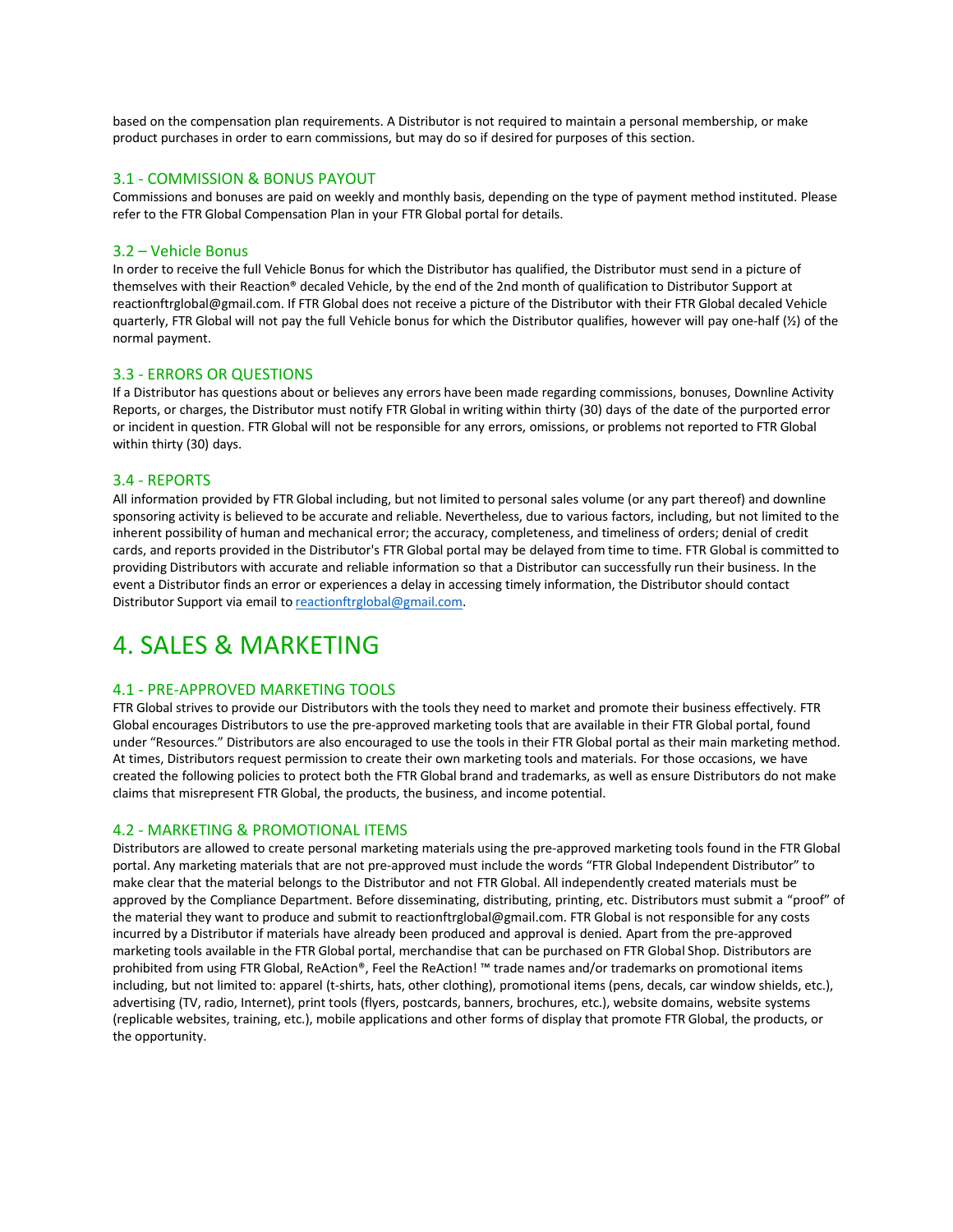based on the compensation plan requirements. A Distributor is not required to maintain a personal membership, or make product purchases in order to earn commissions, but may do so if desired for purposes of this section.

### 3.1 - COMMISSION & BONUS PAYOUT

Commissions and bonuses are paid on weekly and monthly basis, depending on the type of payment method instituted. Please refer to the FTR Global Compensation Plan in your FTR Global portal for details.

### 3.2 – Vehicle Bonus

In order to receive the full Vehicle Bonus for which the Distributor has qualified, the Distributor must send in a picture of themselves with their Reaction® decaled Vehicle, by the end of the 2nd month of qualification to Distributor Support at reactionftrglobal@gmail.com. If FTR Global does not receive a picture of the Distributor with their FTR Global decaled Vehicle quarterly, FTR Global will not pay the full Vehicle bonus for which the Distributor qualifies, however will pay one-half (½) of the normal payment.

### 3.3 - ERRORS OR QUESTIONS

If a Distributor has questions about or believes any errors have been made regarding commissions, bonuses, Downline Activity Reports, or charges, the Distributor must notify FTR Global in writing within thirty (30) days of the date of the purported error or incident in question. FTR Global will not be responsible for any errors, omissions, or problems not reported to FTR Global within thirty (30) days.

### 3.4 - REPORTS

All information provided by FTR Global including, but not limited to personal sales volume (or any part thereof) and downline sponsoring activity is believed to be accurate and reliable. Nevertheless, due to various factors, including, but not limited to the inherent possibility of human and mechanical error; the accuracy, completeness, and timeliness of orders; denial of credit cards, and reports provided in the Distributor's FTR Global portal may be delayed from time to time. FTR Global is committed to providing Distributors with accurate and reliable information so that a Distributor can successfully run their business. In the event a Distributor finds an error or experiences a delay in accessing timely information, the Distributor should contact Distributor Support via email to reactionftrglobal@gmail.com.

# 4. SALES & MARKETING

### 4.1 - PRE-APPROVED MARKETING TOOLS

FTR Global strives to provide our Distributors with the tools they need to market and promote their business effectively. FTR Global encourages Distributors to use the pre-approved marketing tools that are available in their FTR Global portal, found under "Resources." Distributors are also encouraged to use the tools in their FTR Global portal as their main marketing method. At times, Distributors request permission to create their own marketing tools and materials. For those occasions, we have created the following policies to protect both the FTR Global brand and trademarks, as well as ensure Distributors do not make claims that misrepresent FTR Global, the products, the business, and income potential.

### 4.2 - MARKETING & PROMOTIONAL ITEMS

Distributors are allowed to create personal marketing materials using the pre-approved marketing tools found in the FTR Global portal. Any marketing materials that are not pre-approved must include the words "FTR Global Independent Distributor" to make clear that the material belongs to the Distributor and not FTR Global. All independently created materials must be approved by the Compliance Department. Before disseminating, distributing, printing, etc. Distributors must submit a "proof" of the material they want to produce and submit to reactionftrglobal@gmail.com. FTR Global is not responsible for any costs incurred by a Distributor if materials have already been produced and approval is denied. Apart from the pre-approved marketing tools available in the FTR Global portal, merchandise that can be purchased on FTR Global Shop. Distributors are prohibited from using FTR Global, ReAction®, Feel the ReAction! ™ trade names and/or trademarks on promotional items including, but not limited to: apparel (t-shirts, hats, other clothing), promotional items (pens, decals, car window shields, etc.), advertising (TV, radio, Internet), print tools (flyers, postcards, banners, brochures, etc.), website domains, website systems (replicable websites, training, etc.), mobile applications and other forms of display that promote FTR Global, the products, or the opportunity.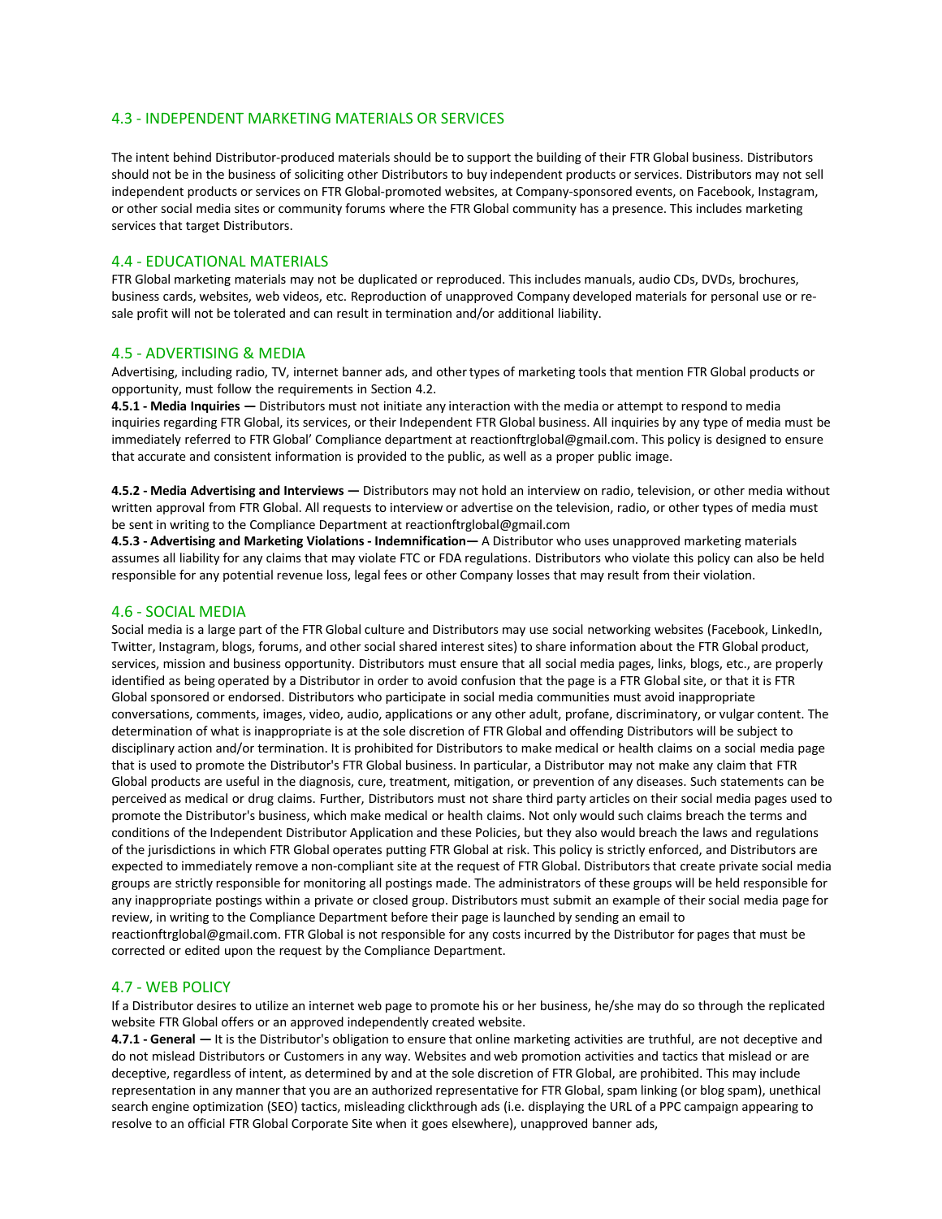## 4.3 - INDEPENDENT MARKETING MATERIALS OR SERVICES

The intent behind Distributor-produced materials should be to support the building of their FTR Global business. Distributors should not be in the business of soliciting other Distributors to buy independent products or services. Distributors may not sell independent products or services on FTR Global-promoted websites, at Company-sponsored events, on Facebook, Instagram, or other social media sites or community forums where the FTR Global community has a presence. This includes marketing services that target Distributors.

## 4.4 - EDUCATIONAL MATERIALS

FTR Global marketing materials may not be duplicated or reproduced. This includes manuals, audio CDs, DVDs, brochures, business cards, websites, web videos, etc. Reproduction of unapproved Company developed materials for personal use or re-sale profit will not be tolerated and can result in termination and/or additional liability.

## 4.5 - ADVERTISING & MEDIA

Advertising, including radio, TV, internet banner ads, and other types of marketing tools that mention FTR Global products or opportunity, must follow the requirements in Section 4.2.

**4.5.1 - Media Inquiries —** Distributors must not initiate any interaction with the media or attempt to respond to media inquiries regarding FTR Global, its services, or their Independent FTR Global business. All inquiries by any type of media must be immediately referred to FTR Global' Compliance department at reactionftrglobal@gmail.com. This policy is designed to ensure that accurate and consistent information is provided to the public, as well as a proper public image.

**4.5.2 - Media Advertising and Interviews —** Distributors may not hold an interview on radio, television, or other media without written approval from FTR Global. All requests to interview or advertise on the television, radio, or other types of media must be sent in writing to the Compliance Department at reactionftrglobal@gmail.com

**4.5.3 - Advertising and Marketing Violations - Indemnification—** A Distributor who uses unapproved marketing materials assumes all liability for any claims that may violate FTC or FDA regulations. Distributors who violate this policy can also be held responsible for any potential revenue loss, legal fees or other Company losses that may result from their violation.

## 4.6 - SOCIAL MEDIA

Social media is a large part of the FTR Global culture and Distributors may use social networking websites (Facebook, LinkedIn, Twitter, Instagram, blogs, forums, and other social shared interest sites) to share information about the FTR Global product, services, mission and business opportunity. Distributors must ensure that all social media pages, links, blogs, etc., are properly identified as being operated by a Distributor in order to avoid confusion that the page is a FTR Global site, or that it is FTR Global sponsored or endorsed. Distributors who participate in social media communities must avoid inappropriate conversations, comments, images, video, audio, applications or any other adult, profane, discriminatory, or vulgar content. The determination of what is inappropriate is at the sole discretion of FTR Global and offending Distributors will be subject to disciplinary action and/or termination. It is prohibited for Distributors to make medical or health claims on a social media page that is used to promote the Distributor's FTR Global business. In particular, a Distributor may not make any claim that FTR Global products are useful in the diagnosis, cure, treatment, mitigation, or prevention of any diseases. Such statements can be perceived as medical or drug claims. Further, Distributors must not share third party articles on their social media pages used to promote the Distributor's business, which make medical or health claims. Not only would such claims breach the terms and conditions of the Independent Distributor Application and these Policies, but they also would breach the laws and regulations of the jurisdictions in which FTR Global operates putting FTR Global at risk. This policy is strictly enforced, and Distributors are expected to immediately remove a non-compliant site at the request of FTR Global. Distributors that create private social media groups are strictly responsible for monitoring all postings made. The administrators of these groups will be held responsible for any inappropriate postings within a private or closed group. Distributors must submit an example of their social media page for review, in writing to the Compliance Department before their page is launched by sending an email to reactionftrglobal@gmail.com. FTR Global is not responsible for any costs incurred by the Distributor for pages that must be corrected or edited upon the request by the Compliance Department.

## 4.7 - WEB POLICY

If a Distributor desires to utilize an internet web page to promote his or her business, he/she may do so through the replicated website FTR Global offers or an approved independently created website.

**4.7.1 - General —** It is the Distributor's obligation to ensure that online marketing activities are truthful, are not deceptive and do not mislead Distributors or Customers in any way. Websites and web promotion activities and tactics that mislead or are deceptive, regardless of intent, as determined by and at the sole discretion of FTR Global, are prohibited. This may include representation in any manner that you are an authorized representative for FTR Global, spam linking (or blog spam), unethical search engine optimization (SEO) tactics, misleading clickthrough ads (i.e. displaying the URL of a PPC campaign appearing to resolve to an official FTR Global Corporate Site when it goes elsewhere), unapproved banner ads,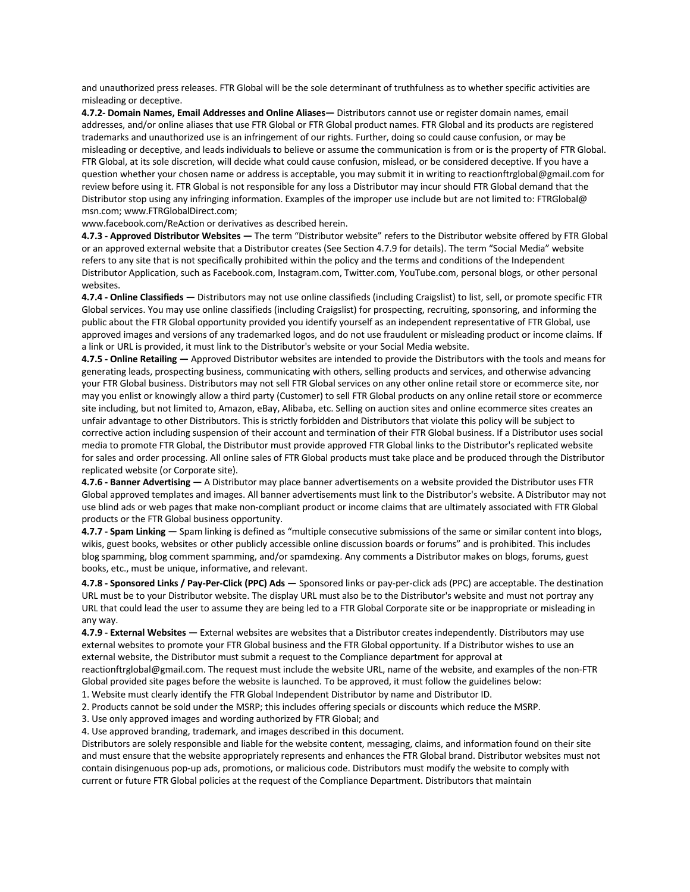and unauthorized press releases. FTR Global will be the sole determinant of truthfulness as to whether specific activities are misleading or deceptive.

**4.7.2- Domain Names, Email Addresses and Online Aliases—** Distributors cannot use or register domain names, email addresses, and/or online aliases that use FTR Global or FTR Global product names. FTR Global and its products are registered trademarks and unauthorized use is an infringement of our rights. Further, doing so could cause confusion, or may be misleading or deceptive, and leads individuals to believe or assume the communication is from or is the property of FTR Global. FTR Global, at its sole discretion, will decide what could cause confusion, mislead, or be considered deceptive. If you have a question whether your chosen name or address is acceptable, you may submit it in writing to reactionftrglobal@gmail.com for review before using it. FTR Global is not responsible for any loss a Distributor may incur should FTR Global demand that the Distributor stop using any infringing information. Examples of the improper use include but are not limited to: FTRGlobal@ msn.com; www.FTRGlobalDirect.com;
www.facebook.com/ReAction or derivatives as described herein.

**4.7.3 - Approved Distributor Websites —** The term "Distributor website" refers to the Distributor website offered by FTR Global or an approved external website that a Distributor creates (See Section 4.7.9 for details). The term "Social Media" website refers to any site that is not specifically prohibited within the policy and the terms and conditions of the Independent Distributor Application, such as Facebook.com, Instagram.com, Twitter.com, YouTube.com, personal blogs, or other personal websites.

**4.7.4 - Online Classifieds —** Distributors may not use online classifieds (including Craigslist) to list, sell, or promote specific FTR Global services. You may use online classifieds (including Craigslist) for prospecting, recruiting, sponsoring, and informing the public about the FTR Global opportunity provided you identify yourself as an independent representative of FTR Global, use approved images and versions of any trademarked logos, and do not use fraudulent or misleading product or income claims. If a link or URL is provided, it must link to the Distributor's website or your Social Media website.

**4.7.5 - Online Retailing —** Approved Distributor websites are intended to provide the Distributors with the tools and means for generating leads, prospecting business, communicating with others, selling products and services, and otherwise advancing your FTR Global business. Distributors may not sell FTR Global services on any other online retail store or ecommerce site, nor may you enlist or knowingly allow a third party (Customer) to sell FTR Global products on any online retail store or ecommerce site including, but not limited to, Amazon, eBay, Alibaba, etc. Selling on auction sites and online ecommerce sites creates an unfair advantage to other Distributors. This is strictly forbidden and Distributors that violate this policy will be subject to corrective action including suspension of their account and termination of their FTR Global business. If a Distributor uses social media to promote FTR Global, the Distributor must provide approved FTR Global links to the Distributor's replicated website for sales and order processing. All online sales of FTR Global products must take place and be produced through the Distributor replicated website (or Corporate site).

**4.7.6 - Banner Advertising —** A Distributor may place banner advertisements on a website provided the Distributor uses FTR Global approved templates and images. All banner advertisements must link to the Distributor's website. A Distributor may not use blind ads or web pages that make non-compliant product or income claims that are ultimately associated with FTR Global products or the FTR Global business opportunity.

**4.7.7 - Spam Linking —** Spam linking is defined as "multiple consecutive submissions of the same or similar content into blogs, wikis, guest books, websites or other publicly accessible online discussion boards or forums" and is prohibited. This includes blog spamming, blog comment spamming, and/or spamdexing. Any comments a Distributor makes on blogs, forums, guest books, etc., must be unique, informative, and relevant.

**4.7.8 - Sponsored Links / Pay-Per-Click (PPC) Ads —** Sponsored links or pay-per-click ads (PPC) are acceptable. The destination URL must be to your Distributor website. The display URL must also be to the Distributor's website and must not portray any URL that could lead the user to assume they are being led to a FTR Global Corporate site or be inappropriate or misleading in any way.

**4.7.9 - External Websites —** External websites are websites that a Distributor creates independently. Distributors may use external websites to promote your FTR Global business and the FTR Global opportunity. If a Distributor wishes to use an external website, the Distributor must submit a request to the Compliance department for approval at reactionftrglobal@gmail.com. The request must include the website URL, name of the website, and examples of the non-FTR Global provided site pages before the website is launched. To be approved, it must follow the guidelines below:

1. Website must clearly identify the FTR Global Independent Distributor by name and Distributor ID.
2. Products cannot be sold under the MSRP; this includes offering specials or discounts which reduce the MSRP.
3. Use only approved images and wording authorized by FTR Global; and
4. Use approved branding, trademark, and images described in this document.

Distributors are solely responsible and liable for the website content, messaging, claims, and information found on their site and must ensure that the website appropriately represents and enhances the FTR Global brand. Distributor websites must not contain disingenuous pop-up ads, promotions, or malicious code. Distributors must modify the website to comply with current or future FTR Global policies at the request of the Compliance Department. Distributors that maintain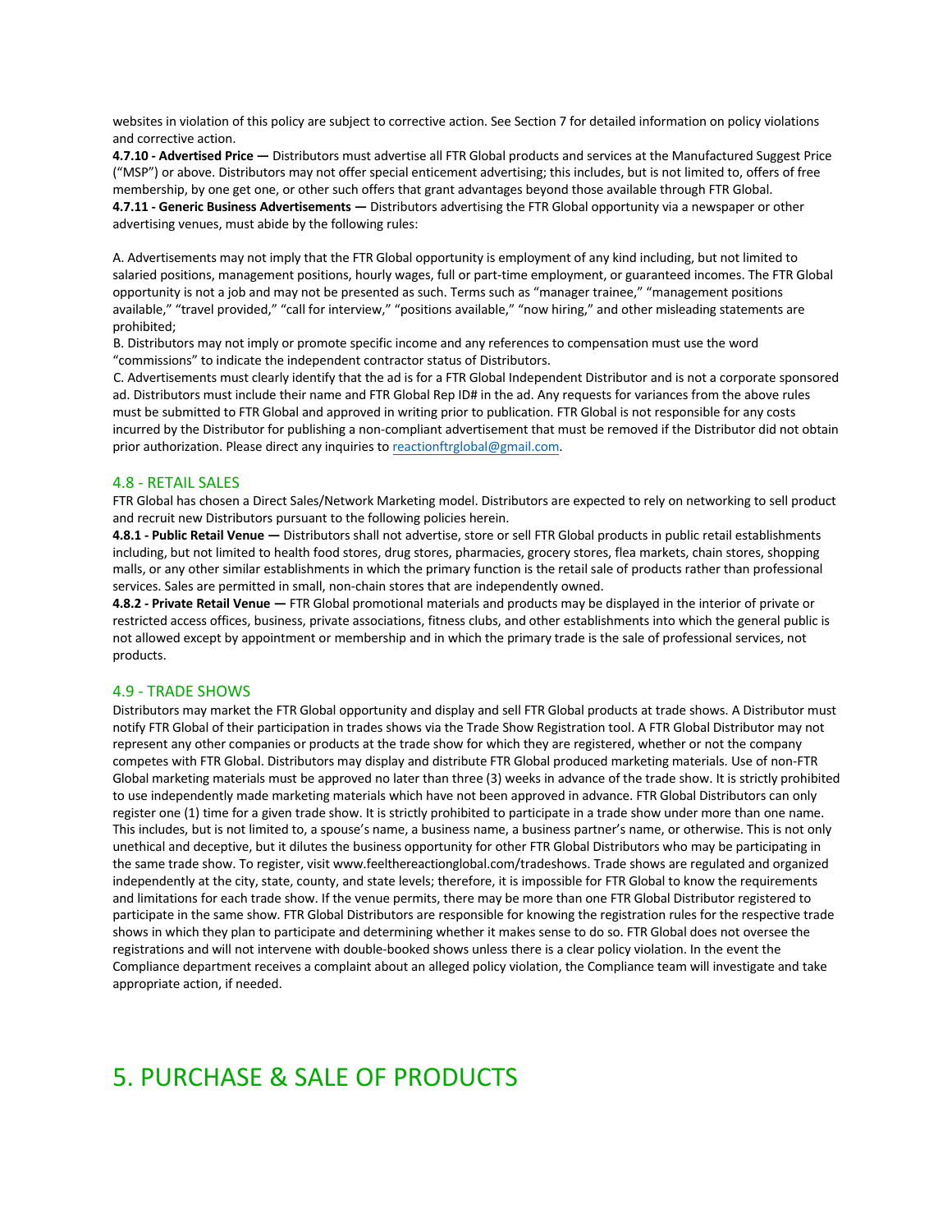websites in violation of this policy are subject to corrective action. See Section 7 for detailed information on policy violations and corrective action.

**4.7.10 - Advertised Price —** Distributors must advertise all FTR Global products and services at the Manufactured Suggest Price ("MSP") or above. Distributors may not offer special enticement advertising; this includes, but is not limited to, offers of free membership, by one get one, or other such offers that grant advantages beyond those available through FTR Global.

**4.7.11 - Generic Business Advertisements —** Distributors advertising the FTR Global opportunity via a newspaper or other advertising venues, must abide by the following rules:

A. Advertisements may not imply that the FTR Global opportunity is employment of any kind including, but not limited to salaried positions, management positions, hourly wages, full or part-time employment, or guaranteed incomes. The FTR Global opportunity is not a job and may not be presented as such. Terms such as "manager trainee," "management positions available," "travel provided," "call for interview," "positions available," "now hiring," and other misleading statements are prohibited;

B. Distributors may not imply or promote specific income and any references to compensation must use the word "commissions" to indicate the independent contractor status of Distributors.

C. Advertisements must clearly identify that the ad is for a FTR Global Independent Distributor and is not a corporate sponsored ad. Distributors must include their name and FTR Global Rep ID# in the ad. Any requests for variances from the above rules must be submitted to FTR Global and approved in writing prior to publication. FTR Global is not responsible for any costs incurred by the Distributor for publishing a non-compliant advertisement that must be removed if the Distributor did not obtain prior authorization. Please direct any inquiries to reactionftrglobal@gmail.com.

### 4.8 - RETAIL SALES

FTR Global has chosen a Direct Sales/Network Marketing model. Distributors are expected to rely on networking to sell product and recruit new Distributors pursuant to the following policies herein.

**4.8.1 - Public Retail Venue —** Distributors shall not advertise, store or sell FTR Global products in public retail establishments including, but not limited to health food stores, drug stores, pharmacies, grocery stores, flea markets, chain stores, shopping malls, or any other similar establishments in which the primary function is the retail sale of products rather than professional services. Sales are permitted in small, non-chain stores that are independently owned.

**4.8.2 - Private Retail Venue —** FTR Global promotional materials and products may be displayed in the interior of private or restricted access offices, business, private associations, fitness clubs, and other establishments into which the general public is not allowed except by appointment or membership and in which the primary trade is the sale of professional services, not products.

### 4.9 - TRADE SHOWS

Distributors may market the FTR Global opportunity and display and sell FTR Global products at trade shows. A Distributor must notify FTR Global of their participation in trades shows via the Trade Show Registration tool. A FTR Global Distributor may not represent any other companies or products at the trade show for which they are registered, whether or not the company competes with FTR Global. Distributors may display and distribute FTR Global produced marketing materials. Use of non-FTR Global marketing materials must be approved no later than three (3) weeks in advance of the trade show. It is strictly prohibited to use independently made marketing materials which have not been approved in advance. FTR Global Distributors can only register one (1) time for a given trade show. It is strictly prohibited to participate in a trade show under more than one name. This includes, but is not limited to, a spouse's name, a business name, a business partner's name, or otherwise. This is not only unethical and deceptive, but it dilutes the business opportunity for other FTR Global Distributors who may be participating in the same trade show. To register, visit www.feelthereactionglobal.com/tradeshows. Trade shows are regulated and organized independently at the city, state, county, and state levels; therefore, it is impossible for FTR Global to know the requirements and limitations for each trade show. If the venue permits, there may be more than one FTR Global Distributor registered to participate in the same show. FTR Global Distributors are responsible for knowing the registration rules for the respective trade shows in which they plan to participate and determining whether it makes sense to do so. FTR Global does not oversee the registrations and will not intervene with double-booked shows unless there is a clear policy violation. In the event the Compliance department receives a complaint about an alleged policy violation, the Compliance team will investigate and take appropriate action, if needed.

# 5. PURCHASE & SALE OF PRODUCTS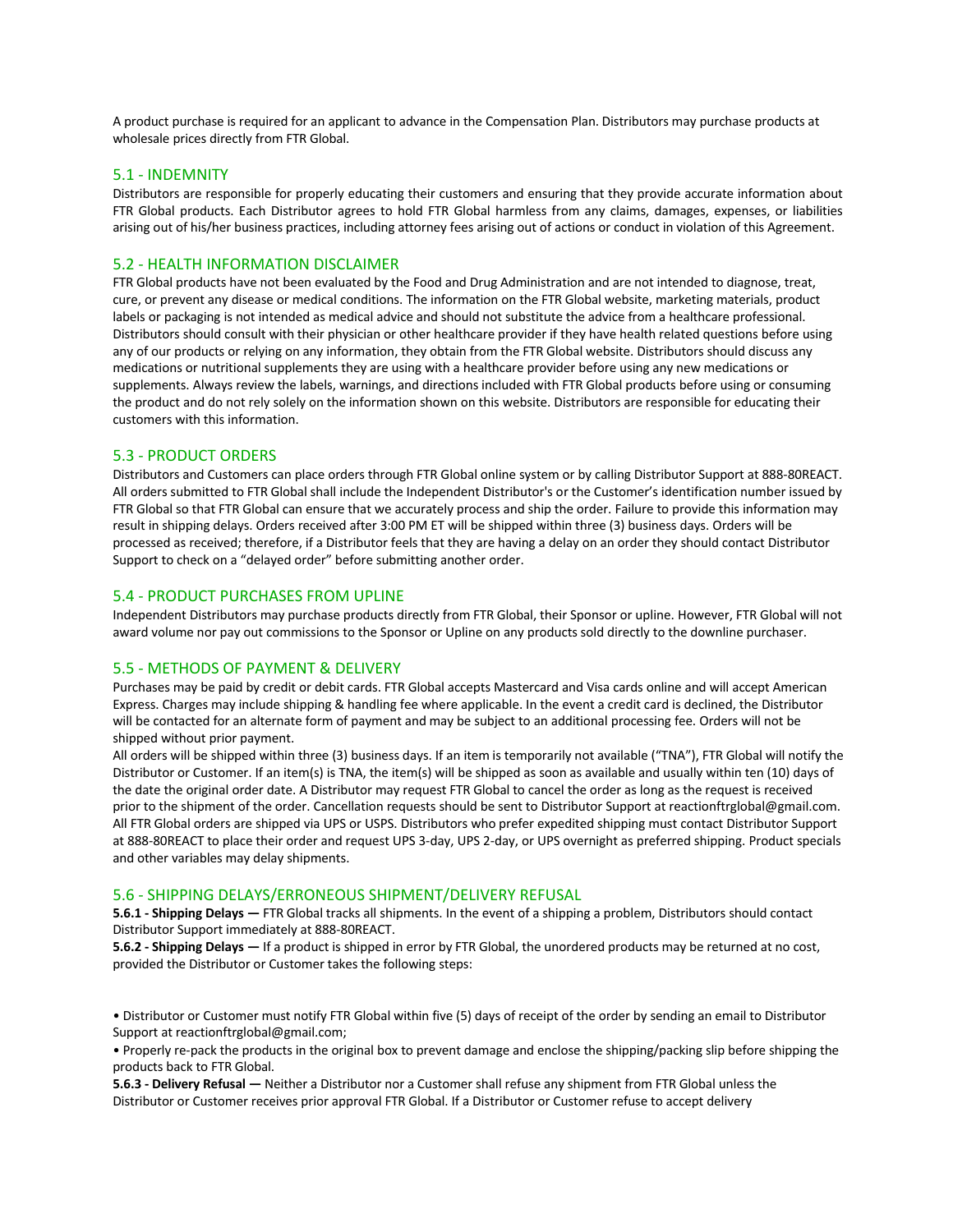A product purchase is required for an applicant to advance in the Compensation Plan. Distributors may purchase products at wholesale prices directly from FTR Global.

## 5.1 - INDEMNITY

Distributors are responsible for properly educating their customers and ensuring that they provide accurate information about FTR Global products. Each Distributor agrees to hold FTR Global harmless from any claims, damages, expenses, or liabilities arising out of his/her business practices, including attorney fees arising out of actions or conduct in violation of this Agreement.

## 5.2 - HEALTH INFORMATION DISCLAIMER

FTR Global products have not been evaluated by the Food and Drug Administration and are not intended to diagnose, treat, cure, or prevent any disease or medical conditions. The information on the FTR Global website, marketing materials, product labels or packaging is not intended as medical advice and should not substitute the advice from a healthcare professional. Distributors should consult with their physician or other healthcare provider if they have health related questions before using any of our products or relying on any information, they obtain from the FTR Global website. Distributors should discuss any medications or nutritional supplements they are using with a healthcare provider before using any new medications or supplements. Always review the labels, warnings, and directions included with FTR Global products before using or consuming the product and do not rely solely on the information shown on this website. Distributors are responsible for educating their customers with this information.

## 5.3 - PRODUCT ORDERS

Distributors and Customers can place orders through FTR Global online system or by calling Distributor Support at 888-80REACT. All orders submitted to FTR Global shall include the Independent Distributor's or the Customer's identification number issued by FTR Global so that FTR Global can ensure that we accurately process and ship the order. Failure to provide this information may result in shipping delays. Orders received after 3:00 PM ET will be shipped within three (3) business days. Orders will be processed as received; therefore, if a Distributor feels that they are having a delay on an order they should contact Distributor Support to check on a "delayed order" before submitting another order.

## 5.4 - PRODUCT PURCHASES FROM UPLINE

Independent Distributors may purchase products directly from FTR Global, their Sponsor or upline. However, FTR Global will not award volume nor pay out commissions to the Sponsor or Upline on any products sold directly to the downline purchaser.

## 5.5 - METHODS OF PAYMENT & DELIVERY

Purchases may be paid by credit or debit cards. FTR Global accepts Mastercard and Visa cards online and will accept American Express. Charges may include shipping & handling fee where applicable. In the event a credit card is declined, the Distributor will be contacted for an alternate form of payment and may be subject to an additional processing fee. Orders will not be shipped without prior payment.

All orders will be shipped within three (3) business days. If an item is temporarily not available ("TNA"), FTR Global will notify the Distributor or Customer. If an item(s) is TNA, the item(s) will be shipped as soon as available and usually within ten (10) days of the date the original order date. A Distributor may request FTR Global to cancel the order as long as the request is received prior to the shipment of the order. Cancellation requests should be sent to Distributor Support at reactionftrglobal@gmail.com. All FTR Global orders are shipped via UPS or USPS. Distributors who prefer expedited shipping must contact Distributor Support at 888-80REACT to place their order and request UPS 3-day, UPS 2-day, or UPS overnight as preferred shipping. Product specials and other variables may delay shipments.

## 5.6 - SHIPPING DELAYS/ERRONEOUS SHIPMENT/DELIVERY REFUSAL

**5.6.1 - Shipping Delays —** FTR Global tracks all shipments. In the event of a shipping a problem, Distributors should contact Distributor Support immediately at 888-80REACT.

**5.6.2 - Shipping Delays —** If a product is shipped in error by FTR Global, the unordered products may be returned at no cost, provided the Distributor or Customer takes the following steps:

- Distributor or Customer must notify FTR Global within five (5) days of receipt of the order by sending an email to Distributor Support at reactionftrglobal@gmail.com;
- Properly re-pack the products in the original box to prevent damage and enclose the shipping/packing slip before shipping the products back to FTR Global.

**5.6.3 - Delivery Refusal —** Neither a Distributor nor a Customer shall refuse any shipment from FTR Global unless the Distributor or Customer receives prior approval FTR Global. If a Distributor or Customer refuse to accept delivery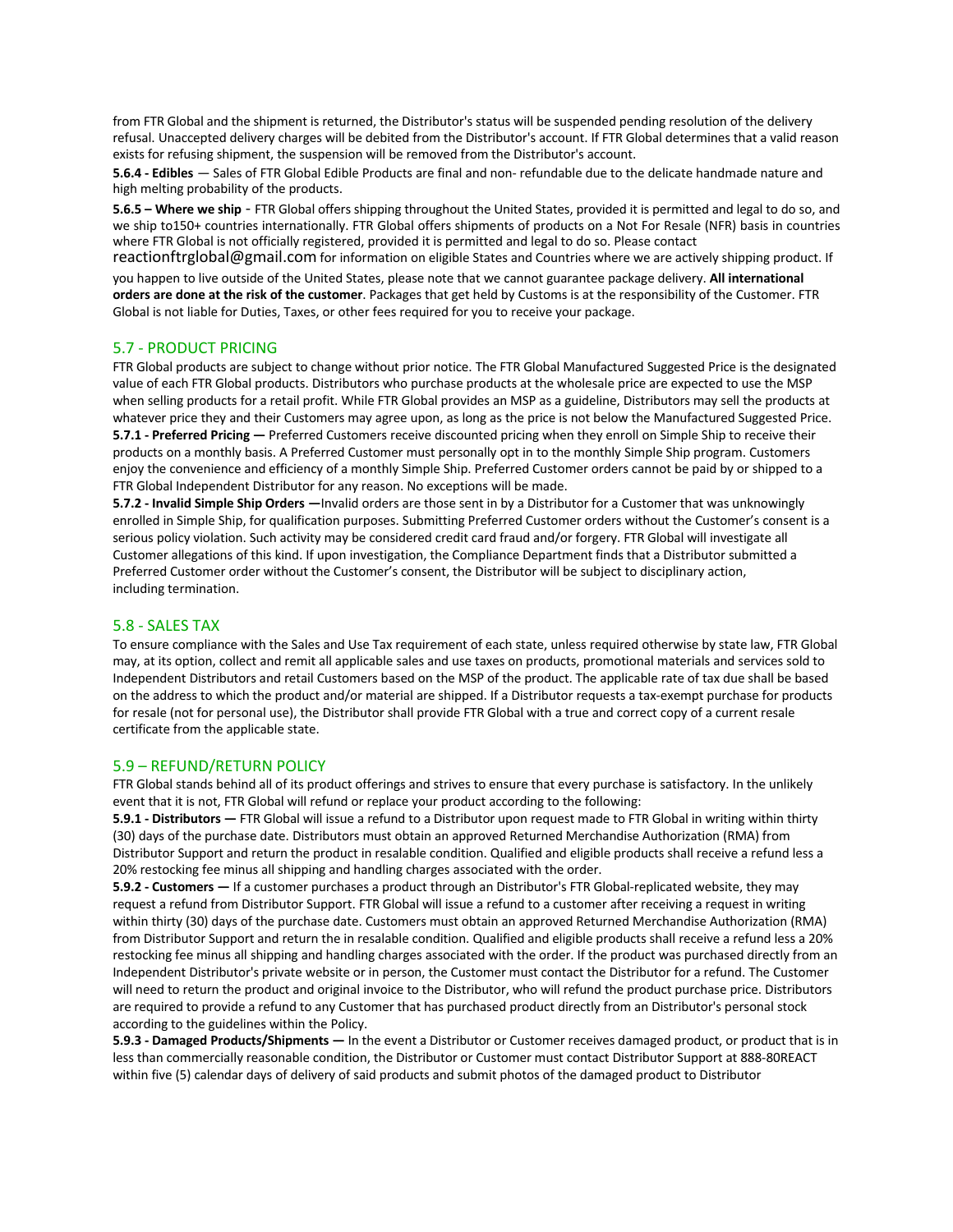from FTR Global and the shipment is returned, the Distributor's status will be suspended pending resolution of the delivery refusal. Unaccepted delivery charges will be debited from the Distributor's account. If FTR Global determines that a valid reason exists for refusing shipment, the suspension will be removed from the Distributor's account.

**5.6.4 - Edibles** — Sales of FTR Global Edible Products are final and non- refundable due to the delicate handmade nature and high melting probability of the products.

**5.6.5 – Where we ship** - FTR Global offers shipping throughout the United States, provided it is permitted and legal to do so, and we ship to150+ countries internationally. FTR Global offers shipments of products on a Not For Resale (NFR) basis in countries where FTR Global is not officially registered, provided it is permitted and legal to do so. Please contact reactionftrglobal@gmail.com for information on eligible States and Countries where we are actively shipping product. If you happen to live outside of the United States, please note that we cannot guarantee package delivery. **All international orders are done at the risk of the customer**. Packages that get held by Customs is at the responsibility of the Customer. FTR Global is not liable for Duties, Taxes, or other fees required for you to receive your package.

## 5.7 - PRODUCT PRICING

FTR Global products are subject to change without prior notice. The FTR Global Manufactured Suggested Price is the designated value of each FTR Global products. Distributors who purchase products at the wholesale price are expected to use the MSP when selling products for a retail profit. While FTR Global provides an MSP as a guideline, Distributors may sell the products at whatever price they and their Customers may agree upon, as long as the price is not below the Manufactured Suggested Price.

**5.7.1 - Preferred Pricing —** Preferred Customers receive discounted pricing when they enroll on Simple Ship to receive their products on a monthly basis. A Preferred Customer must personally opt in to the monthly Simple Ship program. Customers enjoy the convenience and efficiency of a monthly Simple Ship. Preferred Customer orders cannot be paid by or shipped to a FTR Global Independent Distributor for any reason. No exceptions will be made.

**5.7.2 - Invalid Simple Ship Orders —**Invalid orders are those sent in by a Distributor for a Customer that was unknowingly enrolled in Simple Ship, for qualification purposes. Submitting Preferred Customer orders without the Customer's consent is a serious policy violation. Such activity may be considered credit card fraud and/or forgery. FTR Global will investigate all Customer allegations of this kind. If upon investigation, the Compliance Department finds that a Distributor submitted a Preferred Customer order without the Customer's consent, the Distributor will be subject to disciplinary action, including termination.

## 5.8 - SALES TAX

To ensure compliance with the Sales and Use Tax requirement of each state, unless required otherwise by state law, FTR Global may, at its option, collect and remit all applicable sales and use taxes on products, promotional materials and services sold to Independent Distributors and retail Customers based on the MSP of the product. The applicable rate of tax due shall be based on the address to which the product and/or material are shipped. If a Distributor requests a tax-exempt purchase for products for resale (not for personal use), the Distributor shall provide FTR Global with a true and correct copy of a current resale certificate from the applicable state.

## 5.9 – REFUND/RETURN POLICY

FTR Global stands behind all of its product offerings and strives to ensure that every purchase is satisfactory. In the unlikely event that it is not, FTR Global will refund or replace your product according to the following:

**5.9.1 - Distributors —** FTR Global will issue a refund to a Distributor upon request made to FTR Global in writing within thirty (30) days of the purchase date. Distributors must obtain an approved Returned Merchandise Authorization (RMA) from Distributor Support and return the product in resalable condition. Qualified and eligible products shall receive a refund less a 20% restocking fee minus all shipping and handling charges associated with the order.

**5.9.2 - Customers —** If a customer purchases a product through an Distributor's FTR Global-replicated website, they may request a refund from Distributor Support. FTR Global will issue a refund to a customer after receiving a request in writing within thirty (30) days of the purchase date. Customers must obtain an approved Returned Merchandise Authorization (RMA) from Distributor Support and return the in resalable condition. Qualified and eligible products shall receive a refund less a 20% restocking fee minus all shipping and handling charges associated with the order. If the product was purchased directly from an Independent Distributor's private website or in person, the Customer must contact the Distributor for a refund. The Customer will need to return the product and original invoice to the Distributor, who will refund the product purchase price. Distributors are required to provide a refund to any Customer that has purchased product directly from an Distributor's personal stock according to the guidelines within the Policy.

**5.9.3 - Damaged Products/Shipments —** In the event a Distributor or Customer receives damaged product, or product that is in less than commercially reasonable condition, the Distributor or Customer must contact Distributor Support at 888-80REACT within five (5) calendar days of delivery of said products and submit photos of the damaged product to Distributor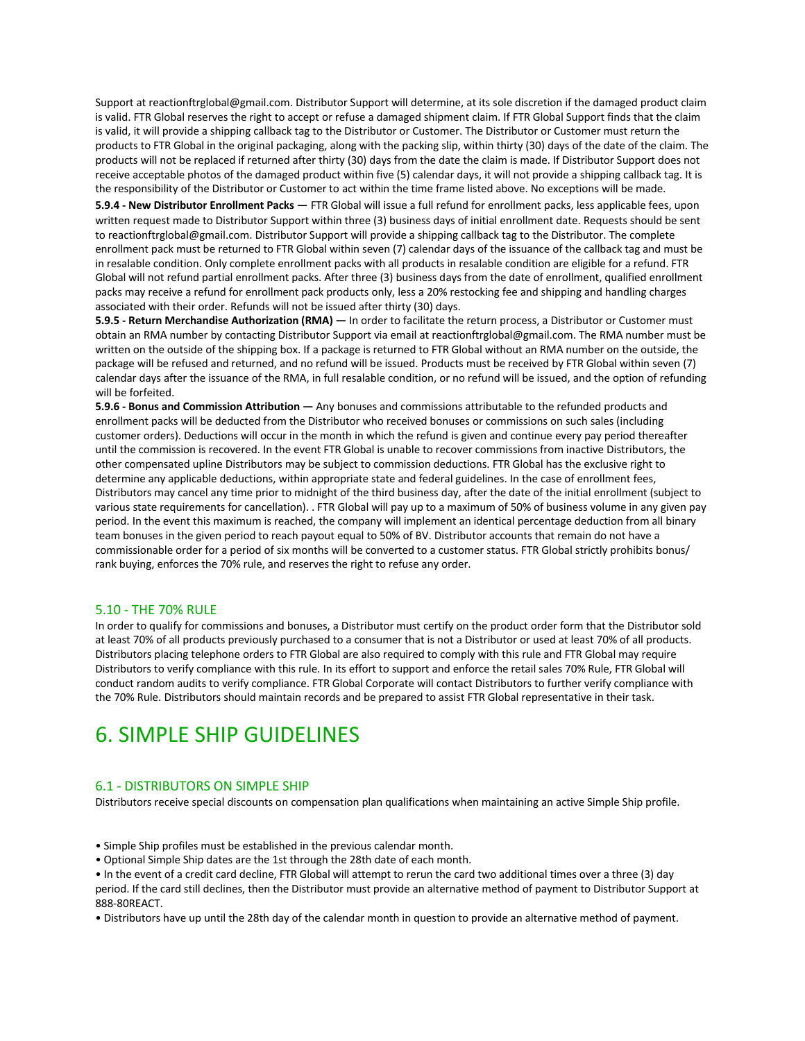Support at reactionftrglobal@gmail.com. Distributor Support will determine, at its sole discretion if the damaged product claim is valid. FTR Global reserves the right to accept or refuse a damaged shipment claim. If FTR Global Support finds that the claim is valid, it will provide a shipping callback tag to the Distributor or Customer. The Distributor or Customer must return the products to FTR Global in the original packaging, along with the packing slip, within thirty (30) days of the date of the claim. The products will not be replaced if returned after thirty (30) days from the date the claim is made. If Distributor Support does not receive acceptable photos of the damaged product within five (5) calendar days, it will not provide a shipping callback tag. It is the responsibility of the Distributor or Customer to act within the time frame listed above. No exceptions will be made.

**5.9.4 - New Distributor Enrollment Packs —** FTR Global will issue a full refund for enrollment packs, less applicable fees, upon written request made to Distributor Support within three (3) business days of initial enrollment date. Requests should be sent to reactionftrglobal@gmail.com. Distributor Support will provide a shipping callback tag to the Distributor. The complete enrollment pack must be returned to FTR Global within seven (7) calendar days of the issuance of the callback tag and must be in resalable condition. Only complete enrollment packs with all products in resalable condition are eligible for a refund. FTR Global will not refund partial enrollment packs. After three (3) business days from the date of enrollment, qualified enrollment packs may receive a refund for enrollment pack products only, less a 20% restocking fee and shipping and handling charges associated with their order. Refunds will not be issued after thirty (30) days.

**5.9.5 - Return Merchandise Authorization (RMA) —** In order to facilitate the return process, a Distributor or Customer must obtain an RMA number by contacting Distributor Support via email at reactionftrglobal@gmail.com. The RMA number must be written on the outside of the shipping box. If a package is returned to FTR Global without an RMA number on the outside, the package will be refused and returned, and no refund will be issued. Products must be received by FTR Global within seven (7) calendar days after the issuance of the RMA, in full resalable condition, or no refund will be issued, and the option of refunding will be forfeited.

**5.9.6 - Bonus and Commission Attribution —** Any bonuses and commissions attributable to the refunded products and enrollment packs will be deducted from the Distributor who received bonuses or commissions on such sales (including customer orders). Deductions will occur in the month in which the refund is given and continue every pay period thereafter until the commission is recovered. In the event FTR Global is unable to recover commissions from inactive Distributors, the other compensated upline Distributors may be subject to commission deductions. FTR Global has the exclusive right to determine any applicable deductions, within appropriate state and federal guidelines. In the case of enrollment fees, Distributors may cancel any time prior to midnight of the third business day, after the date of the initial enrollment (subject to various state requirements for cancellation). . FTR Global will pay up to a maximum of 50% of business volume in any given pay period. In the event this maximum is reached, the company will implement an identical percentage deduction from all binary team bonuses in the given period to reach payout equal to 50% of BV. Distributor accounts that remain do not have a commissionable order for a period of six months will be converted to a customer status. FTR Global strictly prohibits bonus/ rank buying, enforces the 70% rule, and reserves the right to refuse any order.

## 5.10 - THE 70% RULE

In order to qualify for commissions and bonuses, a Distributor must certify on the product order form that the Distributor sold at least 70% of all products previously purchased to a consumer that is not a Distributor or used at least 70% of all products. Distributors placing telephone orders to FTR Global are also required to comply with this rule and FTR Global may require Distributors to verify compliance with this rule. In its effort to support and enforce the retail sales 70% Rule, FTR Global will conduct random audits to verify compliance. FTR Global Corporate will contact Distributors to further verify compliance with the 70% Rule. Distributors should maintain records and be prepared to assist FTR Global representative in their task.

# 6. SIMPLE SHIP GUIDELINES

## 6.1 - DISTRIBUTORS ON SIMPLE SHIP

Distributors receive special discounts on compensation plan qualifications when maintaining an active Simple Ship profile.

- Simple Ship profiles must be established in the previous calendar month.
- Optional Simple Ship dates are the 1st through the 28th date of each month.
- In the event of a credit card decline, FTR Global will attempt to rerun the card two additional times over a three (3) day period. If the card still declines, then the Distributor must provide an alternative method of payment to Distributor Support at 888-80REACT.
- Distributors have up until the 28th day of the calendar month in question to provide an alternative method of payment.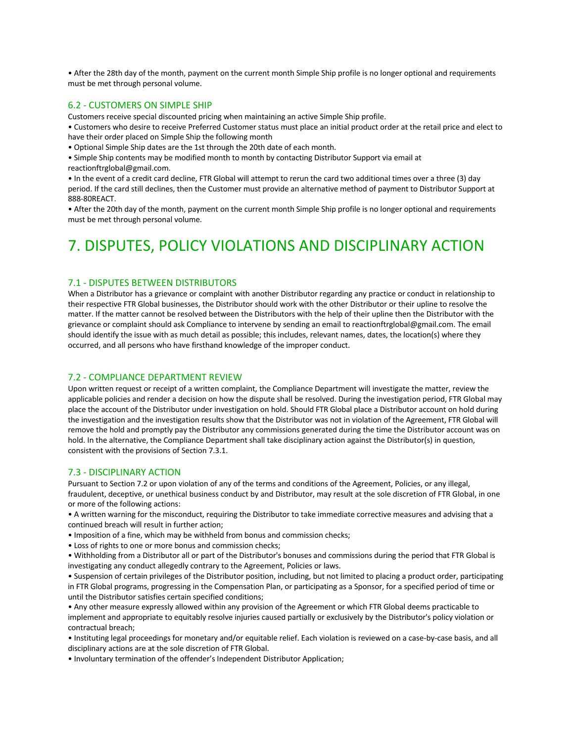• After the 28th day of the month, payment on the current month Simple Ship profile is no longer optional and requirements must be met through personal volume.

### 6.2 - CUSTOMERS ON SIMPLE SHIP

Customers receive special discounted pricing when maintaining an active Simple Ship profile.

• Customers who desire to receive Preferred Customer status must place an initial product order at the retail price and elect to have their order placed on Simple Ship the following month

• Optional Simple Ship dates are the 1st through the 20th date of each month.

• Simple Ship contents may be modified month to month by contacting Distributor Support via email at reactionftrglobal@gmail.com.

• In the event of a credit card decline, FTR Global will attempt to rerun the card two additional times over a three (3) day period. If the card still declines, then the Customer must provide an alternative method of payment to Distributor Support at 888-80REACT.

• After the 20th day of the month, payment on the current month Simple Ship profile is no longer optional and requirements must be met through personal volume.

# 7. DISPUTES, POLICY VIOLATIONS AND DISCIPLINARY ACTION

### 7.1 - DISPUTES BETWEEN DISTRIBUTORS

When a Distributor has a grievance or complaint with another Distributor regarding any practice or conduct in relationship to their respective FTR Global businesses, the Distributor should work with the other Distributor or their upline to resolve the matter. If the matter cannot be resolved between the Distributors with the help of their upline then the Distributor with the grievance or complaint should ask Compliance to intervene by sending an email to reactionftrglobal@gmail.com. The email should identify the issue with as much detail as possible; this includes, relevant names, dates, the location(s) where they occurred, and all persons who have firsthand knowledge of the improper conduct.

### 7.2 - COMPLIANCE DEPARTMENT REVIEW

Upon written request or receipt of a written complaint, the Compliance Department will investigate the matter, review the applicable policies and render a decision on how the dispute shall be resolved. During the investigation period, FTR Global may place the account of the Distributor under investigation on hold. Should FTR Global place a Distributor account on hold during the investigation and the investigation results show that the Distributor was not in violation of the Agreement, FTR Global will remove the hold and promptly pay the Distributor any commissions generated during the time the Distributor account was on hold. In the alternative, the Compliance Department shall take disciplinary action against the Distributor(s) in question, consistent with the provisions of Section 7.3.1.

### 7.3 - DISCIPLINARY ACTION

Pursuant to Section 7.2 or upon violation of any of the terms and conditions of the Agreement, Policies, or any illegal, fraudulent, deceptive, or unethical business conduct by and Distributor, may result at the sole discretion of FTR Global, in one or more of the following actions:

• A written warning for the misconduct, requiring the Distributor to take immediate corrective measures and advising that a continued breach will result in further action;

• Imposition of a fine, which may be withheld from bonus and commission checks;

• Loss of rights to one or more bonus and commission checks;

• Withholding from a Distributor all or part of the Distributor's bonuses and commissions during the period that FTR Global is investigating any conduct allegedly contrary to the Agreement, Policies or laws.

• Suspension of certain privileges of the Distributor position, including, but not limited to placing a product order, participating in FTR Global programs, progressing in the Compensation Plan, or participating as a Sponsor, for a specified period of time or until the Distributor satisfies certain specified conditions;

• Any other measure expressly allowed within any provision of the Agreement or which FTR Global deems practicable to implement and appropriate to equitably resolve injuries caused partially or exclusively by the Distributor's policy violation or contractual breach;

• Instituting legal proceedings for monetary and/or equitable relief. Each violation is reviewed on a case-by-case basis, and all disciplinary actions are at the sole discretion of FTR Global.

• Involuntary termination of the offender's Independent Distributor Application;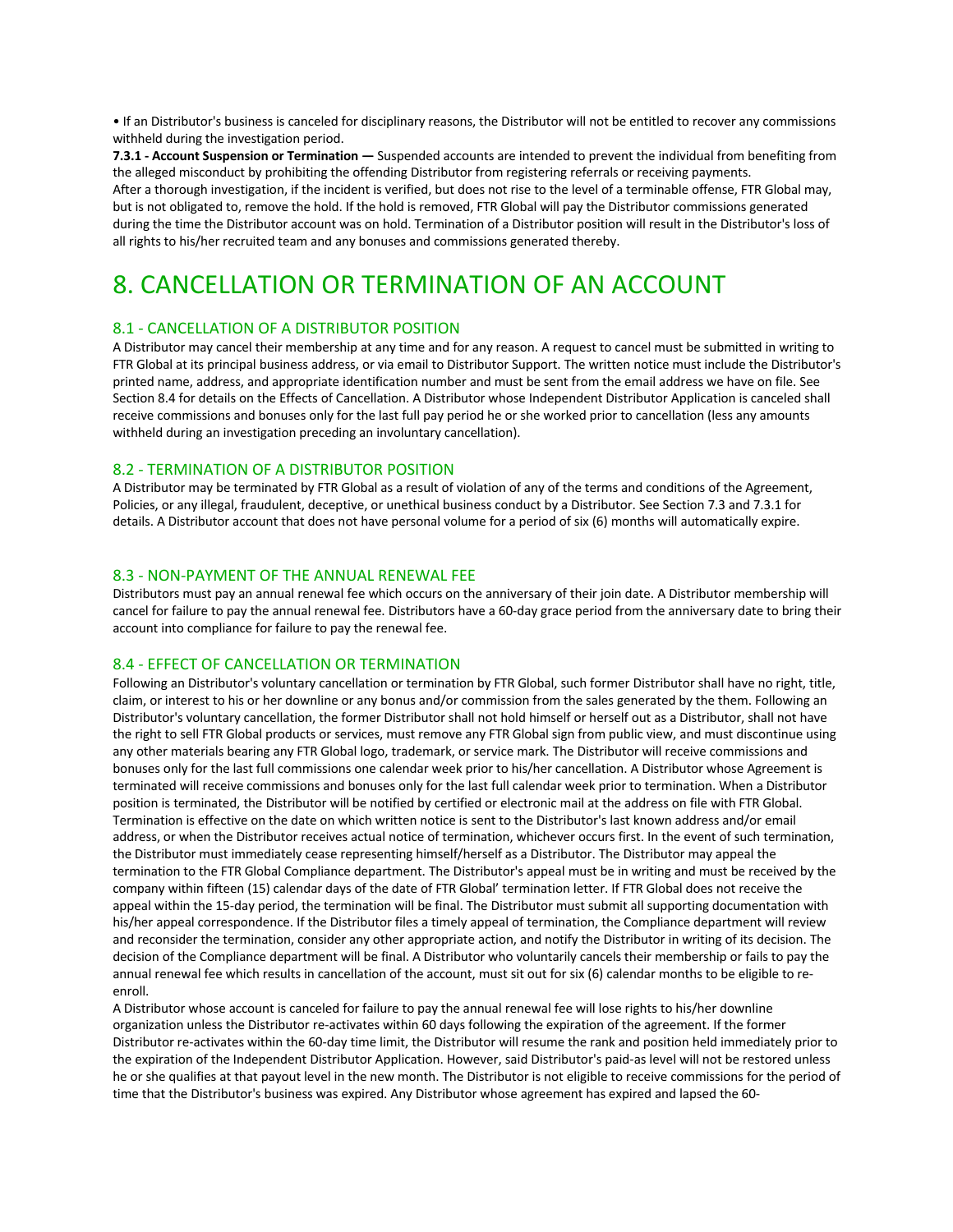• If an Distributor's business is canceled for disciplinary reasons, the Distributor will not be entitled to recover any commissions withheld during the investigation period.

**7.3.1 - Account Suspension or Termination —** Suspended accounts are intended to prevent the individual from benefiting from the alleged misconduct by prohibiting the offending Distributor from registering referrals or receiving payments.
After a thorough investigation, if the incident is verified, but does not rise to the level of a terminable offense, FTR Global may, but is not obligated to, remove the hold. If the hold is removed, FTR Global will pay the Distributor commissions generated during the time the Distributor account was on hold. Termination of a Distributor position will result in the Distributor's loss of all rights to his/her recruited team and any bonuses and commissions generated thereby.

# 8. CANCELLATION OR TERMINATION OF AN ACCOUNT

## 8.1 - CANCELLATION OF A DISTRIBUTOR POSITION

A Distributor may cancel their membership at any time and for any reason. A request to cancel must be submitted in writing to FTR Global at its principal business address, or via email to Distributor Support. The written notice must include the Distributor's printed name, address, and appropriate identification number and must be sent from the email address we have on file. See Section 8.4 for details on the Effects of Cancellation. A Distributor whose Independent Distributor Application is canceled shall receive commissions and bonuses only for the last full pay period he or she worked prior to cancellation (less any amounts withheld during an investigation preceding an involuntary cancellation).

## 8.2 - TERMINATION OF A DISTRIBUTOR POSITION

A Distributor may be terminated by FTR Global as a result of violation of any of the terms and conditions of the Agreement, Policies, or any illegal, fraudulent, deceptive, or unethical business conduct by a Distributor. See Section 7.3 and 7.3.1 for details. A Distributor account that does not have personal volume for a period of six (6) months will automatically expire.

## 8.3 - NON-PAYMENT OF THE ANNUAL RENEWAL FEE

Distributors must pay an annual renewal fee which occurs on the anniversary of their join date. A Distributor membership will cancel for failure to pay the annual renewal fee. Distributors have a 60-day grace period from the anniversary date to bring their account into compliance for failure to pay the renewal fee.

## 8.4 - EFFECT OF CANCELLATION OR TERMINATION

Following an Distributor's voluntary cancellation or termination by FTR Global, such former Distributor shall have no right, title, claim, or interest to his or her downline or any bonus and/or commission from the sales generated by the them. Following an Distributor's voluntary cancellation, the former Distributor shall not hold himself or herself out as a Distributor, shall not have the right to sell FTR Global products or services, must remove any FTR Global sign from public view, and must discontinue using any other materials bearing any FTR Global logo, trademark, or service mark. The Distributor will receive commissions and bonuses only for the last full commissions one calendar week prior to his/her cancellation. A Distributor whose Agreement is terminated will receive commissions and bonuses only for the last full calendar week prior to termination. When a Distributor position is terminated, the Distributor will be notified by certified or electronic mail at the address on file with FTR Global. Termination is effective on the date on which written notice is sent to the Distributor's last known address and/or email address, or when the Distributor receives actual notice of termination, whichever occurs first. In the event of such termination, the Distributor must immediately cease representing himself/herself as a Distributor. The Distributor may appeal the termination to the FTR Global Compliance department. The Distributor's appeal must be in writing and must be received by the company within fifteen (15) calendar days of the date of FTR Global' termination letter. If FTR Global does not receive the appeal within the 15-day period, the termination will be final. The Distributor must submit all supporting documentation with his/her appeal correspondence. If the Distributor files a timely appeal of termination, the Compliance department will review and reconsider the termination, consider any other appropriate action, and notify the Distributor in writing of its decision. The decision of the Compliance department will be final. A Distributor who voluntarily cancels their membership or fails to pay the annual renewal fee which results in cancellation of the account, must sit out for six (6) calendar months to be eligible to re-enroll.

A Distributor whose account is canceled for failure to pay the annual renewal fee will lose rights to his/her downline organization unless the Distributor re-activates within 60 days following the expiration of the agreement. If the former Distributor re-activates within the 60-day time limit, the Distributor will resume the rank and position held immediately prior to the expiration of the Independent Distributor Application. However, said Distributor's paid-as level will not be restored unless he or she qualifies at that payout level in the new month. The Distributor is not eligible to receive commissions for the period of time that the Distributor's business was expired. Any Distributor whose agreement has expired and lapsed the 60-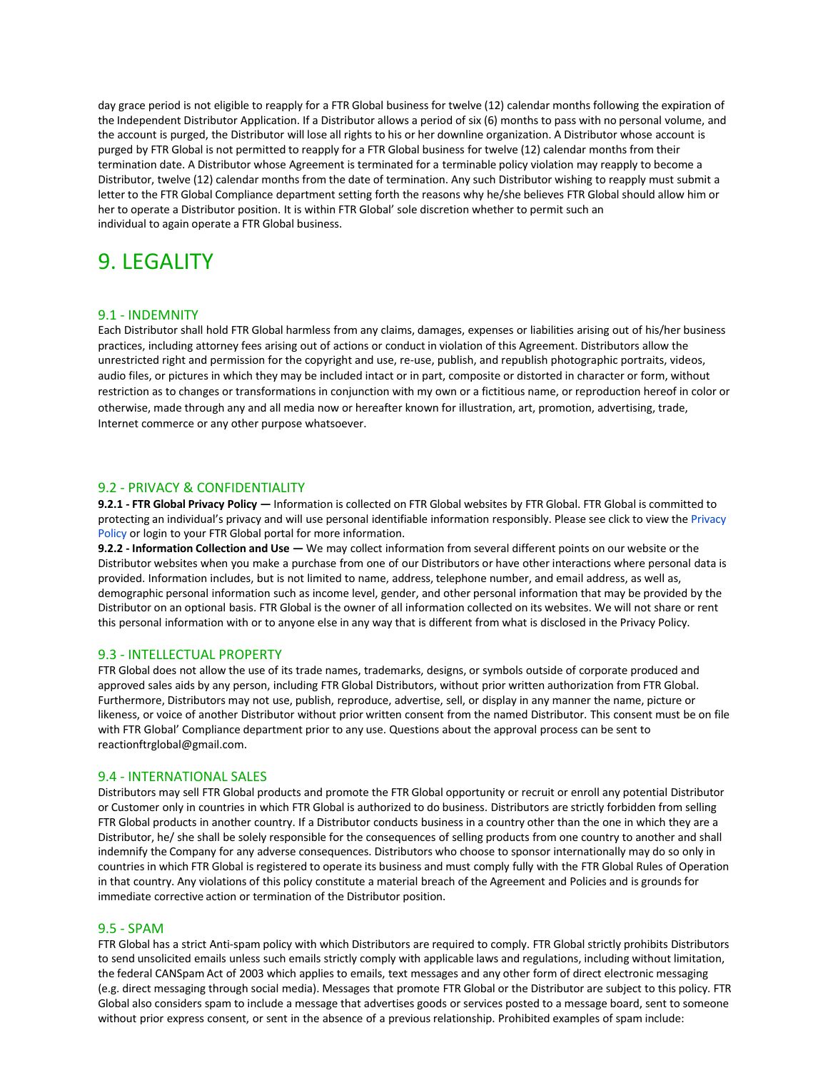day grace period is not eligible to reapply for a FTR Global business for twelve (12) calendar months following the expiration of the Independent Distributor Application. If a Distributor allows a period of six (6) months to pass with no personal volume, and the account is purged, the Distributor will lose all rights to his or her downline organization. A Distributor whose account is purged by FTR Global is not permitted to reapply for a FTR Global business for twelve (12) calendar months from their termination date. A Distributor whose Agreement is terminated for a terminable policy violation may reapply to become a Distributor, twelve (12) calendar months from the date of termination. Any such Distributor wishing to reapply must submit a letter to the FTR Global Compliance department setting forth the reasons why he/she believes FTR Global should allow him or her to operate a Distributor position. It is within FTR Global' sole discretion whether to permit such an individual to again operate a FTR Global business.

# 9. LEGALITY

## 9.1 - INDEMNITY

Each Distributor shall hold FTR Global harmless from any claims, damages, expenses or liabilities arising out of his/her business practices, including attorney fees arising out of actions or conduct in violation of this Agreement. Distributors allow the unrestricted right and permission for the copyright and use, re-use, publish, and republish photographic portraits, videos, audio files, or pictures in which they may be included intact or in part, composite or distorted in character or form, without restriction as to changes or transformations in conjunction with my own or a fictitious name, or reproduction hereof in color or otherwise, made through any and all media now or hereafter known for illustration, art, promotion, advertising, trade, Internet commerce or any other purpose whatsoever.

## 9.2 - PRIVACY & CONFIDENTIALITY

**9.2.1 - FTR Global Privacy Policy —** Information is collected on FTR Global websites by FTR Global. FTR Global is committed to protecting an individual's privacy and will use personal identifiable information responsibly. Please see click to view the Privacy Policy or login to your FTR Global portal for more information.

**9.2.2 - Information Collection and Use —** We may collect information from several different points on our website or the Distributor websites when you make a purchase from one of our Distributors or have other interactions where personal data is provided. Information includes, but is not limited to name, address, telephone number, and email address, as well as, demographic personal information such as income level, gender, and other personal information that may be provided by the Distributor on an optional basis. FTR Global is the owner of all information collected on its websites. We will not share or rent this personal information with or to anyone else in any way that is different from what is disclosed in the Privacy Policy.

## 9.3 - INTELLECTUAL PROPERTY

FTR Global does not allow the use of its trade names, trademarks, designs, or symbols outside of corporate produced and approved sales aids by any person, including FTR Global Distributors, without prior written authorization from FTR Global. Furthermore, Distributors may not use, publish, reproduce, advertise, sell, or display in any manner the name, picture or likeness, or voice of another Distributor without prior written consent from the named Distributor. This consent must be on file with FTR Global' Compliance department prior to any use. Questions about the approval process can be sent to reactionftrglobal@gmail.com.

## 9.4 - INTERNATIONAL SALES

Distributors may sell FTR Global products and promote the FTR Global opportunity or recruit or enroll any potential Distributor or Customer only in countries in which FTR Global is authorized to do business. Distributors are strictly forbidden from selling FTR Global products in another country. If a Distributor conducts business in a country other than the one in which they are a Distributor, he/ she shall be solely responsible for the consequences of selling products from one country to another and shall indemnify the Company for any adverse consequences. Distributors who choose to sponsor internationally may do so only in countries in which FTR Global is registered to operate its business and must comply fully with the FTR Global Rules of Operation in that country. Any violations of this policy constitute a material breach of the Agreement and Policies and is grounds for immediate corrective action or termination of the Distributor position.

## 9.5 - SPAM

FTR Global has a strict Anti-spam policy with which Distributors are required to comply. FTR Global strictly prohibits Distributors to send unsolicited emails unless such emails strictly comply with applicable laws and regulations, including without limitation, the federal CANSpam Act of 2003 which applies to emails, text messages and any other form of direct electronic messaging (e.g. direct messaging through social media). Messages that promote FTR Global or the Distributor are subject to this policy. FTR Global also considers spam to include a message that advertises goods or services posted to a message board, sent to someone without prior express consent, or sent in the absence of a previous relationship. Prohibited examples of spam include: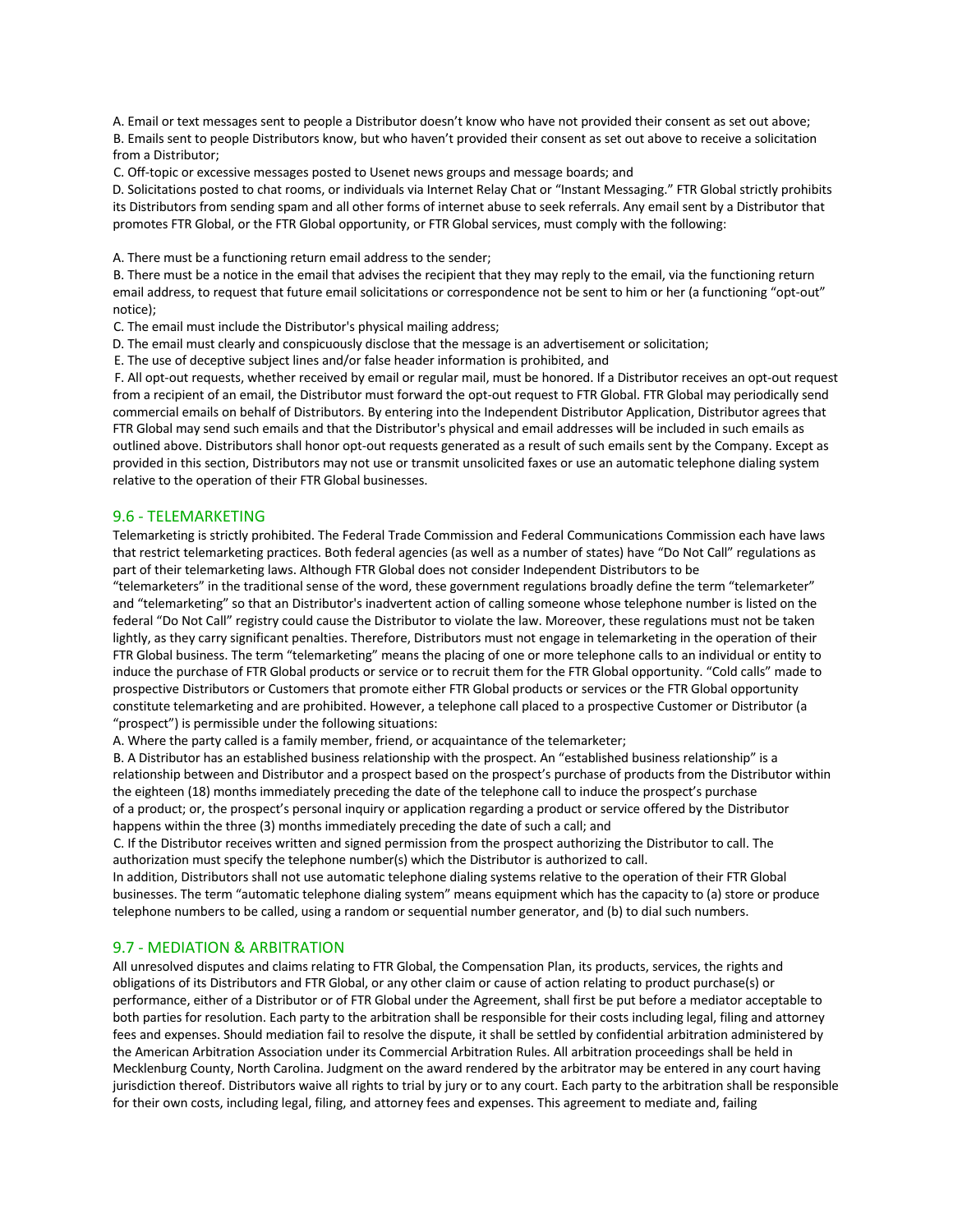A. Email or text messages sent to people a Distributor doesn't know who have not provided their consent as set out above;
B. Emails sent to people Distributors know, but who haven't provided their consent as set out above to receive a solicitation from a Distributor;
C. Off-topic or excessive messages posted to Usenet news groups and message boards; and
D. Solicitations posted to chat rooms, or individuals via Internet Relay Chat or "Instant Messaging." FTR Global strictly prohibits its Distributors from sending spam and all other forms of internet abuse to seek referrals. Any email sent by a Distributor that promotes FTR Global, or the FTR Global opportunity, or FTR Global services, must comply with the following:

A. There must be a functioning return email address to the sender;
B. There must be a notice in the email that advises the recipient that they may reply to the email, via the functioning return email address, to request that future email solicitations or correspondence not be sent to him or her (a functioning "opt-out" notice);
C. The email must include the Distributor's physical mailing address;
D. The email must clearly and conspicuously disclose that the message is an advertisement or solicitation;
E. The use of deceptive subject lines and/or false header information is prohibited, and
F. All opt-out requests, whether received by email or regular mail, must be honored. If a Distributor receives an opt-out request from a recipient of an email, the Distributor must forward the opt-out request to FTR Global. FTR Global may periodically send commercial emails on behalf of Distributors. By entering into the Independent Distributor Application, Distributor agrees that FTR Global may send such emails and that the Distributor's physical and email addresses will be included in such emails as outlined above. Distributors shall honor opt-out requests generated as a result of such emails sent by the Company. Except as provided in this section, Distributors may not use or transmit unsolicited faxes or use an automatic telephone dialing system relative to the operation of their FTR Global businesses.

## 9.6 - TELEMARKETING

Telemarketing is strictly prohibited. The Federal Trade Commission and Federal Communications Commission each have laws that restrict telemarketing practices. Both federal agencies (as well as a number of states) have "Do Not Call" regulations as part of their telemarketing laws. Although FTR Global does not consider Independent Distributors to be "telemarketers" in the traditional sense of the word, these government regulations broadly define the term "telemarketer" and "telemarketing" so that an Distributor's inadvertent action of calling someone whose telephone number is listed on the federal "Do Not Call" registry could cause the Distributor to violate the law. Moreover, these regulations must not be taken lightly, as they carry significant penalties. Therefore, Distributors must not engage in telemarketing in the operation of their FTR Global business. The term "telemarketing" means the placing of one or more telephone calls to an individual or entity to induce the purchase of FTR Global products or service or to recruit them for the FTR Global opportunity. "Cold calls" made to prospective Distributors or Customers that promote either FTR Global products or services or the FTR Global opportunity constitute telemarketing and are prohibited. However, a telephone call placed to a prospective Customer or Distributor (a "prospect") is permissible under the following situations:
A. Where the party called is a family member, friend, or acquaintance of the telemarketer;
B. A Distributor has an established business relationship with the prospect. An "established business relationship" is a relationship between and Distributor and a prospect based on the prospect's purchase of products from the Distributor within the eighteen (18) months immediately preceding the date of the telephone call to induce the prospect's purchase of a product; or, the prospect's personal inquiry or application regarding a product or service offered by the Distributor happens within the three (3) months immediately preceding the date of such a call; and
C. If the Distributor receives written and signed permission from the prospect authorizing the Distributor to call. The authorization must specify the telephone number(s) which the Distributor is authorized to call.
In addition, Distributors shall not use automatic telephone dialing systems relative to the operation of their FTR Global businesses. The term "automatic telephone dialing system" means equipment which has the capacity to (a) store or produce telephone numbers to be called, using a random or sequential number generator, and (b) to dial such numbers.

## 9.7 - MEDIATION & ARBITRATION

All unresolved disputes and claims relating to FTR Global, the Compensation Plan, its products, services, the rights and obligations of its Distributors and FTR Global, or any other claim or cause of action relating to product purchase(s) or performance, either of a Distributor or of FTR Global under the Agreement, shall first be put before a mediator acceptable to both parties for resolution. Each party to the arbitration shall be responsible for their costs including legal, filing and attorney fees and expenses. Should mediation fail to resolve the dispute, it shall be settled by confidential arbitration administered by the American Arbitration Association under its Commercial Arbitration Rules. All arbitration proceedings shall be held in Mecklenburg County, North Carolina. Judgment on the award rendered by the arbitrator may be entered in any court having jurisdiction thereof. Distributors waive all rights to trial by jury or to any court. Each party to the arbitration shall be responsible for their own costs, including legal, filing, and attorney fees and expenses. This agreement to mediate and, failing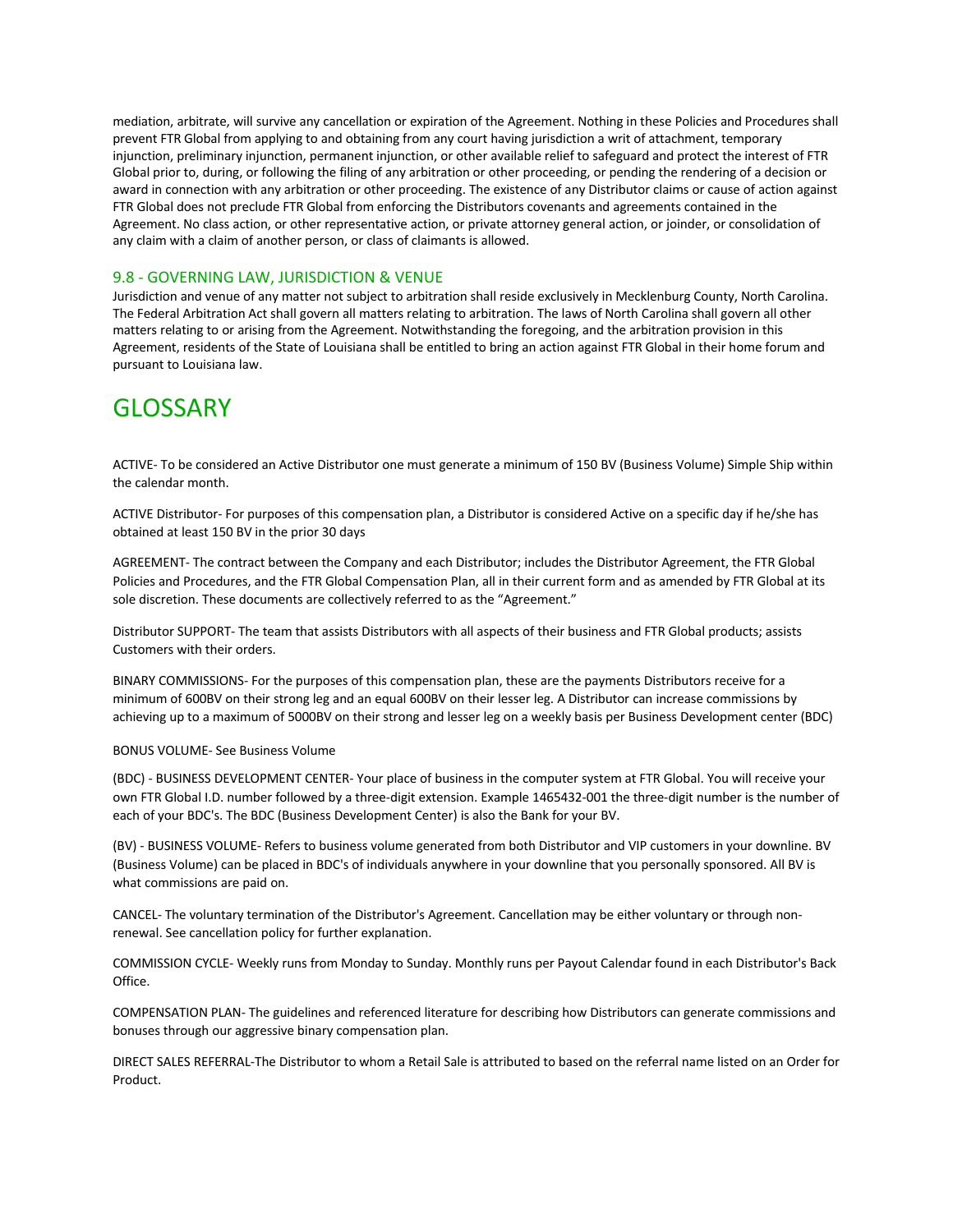mediation, arbitrate, will survive any cancellation or expiration of the Agreement. Nothing in these Policies and Procedures shall prevent FTR Global from applying to and obtaining from any court having jurisdiction a writ of attachment, temporary injunction, preliminary injunction, permanent injunction, or other available relief to safeguard and protect the interest of FTR Global prior to, during, or following the filing of any arbitration or other proceeding, or pending the rendering of a decision or award in connection with any arbitration or other proceeding. The existence of any Distributor claims or cause of action against FTR Global does not preclude FTR Global from enforcing the Distributors covenants and agreements contained in the Agreement. No class action, or other representative action, or private attorney general action, or joinder, or consolidation of any claim with a claim of another person, or class of claimants is allowed.

### 9.8 - GOVERNING LAW, JURISDICTION & VENUE

Jurisdiction and venue of any matter not subject to arbitration shall reside exclusively in Mecklenburg County, North Carolina. The Federal Arbitration Act shall govern all matters relating to arbitration. The laws of North Carolina shall govern all other matters relating to or arising from the Agreement. Notwithstanding the foregoing, and the arbitration provision in this Agreement, residents of the State of Louisiana shall be entitled to bring an action against FTR Global in their home forum and pursuant to Louisiana law.

# GLOSSARY

ACTIVE- To be considered an Active Distributor one must generate a minimum of 150 BV (Business Volume) Simple Ship within the calendar month.

ACTIVE Distributor- For purposes of this compensation plan, a Distributor is considered Active on a specific day if he/she has obtained at least 150 BV in the prior 30 days

AGREEMENT- The contract between the Company and each Distributor; includes the Distributor Agreement, the FTR Global Policies and Procedures, and the FTR Global Compensation Plan, all in their current form and as amended by FTR Global at its sole discretion. These documents are collectively referred to as the "Agreement."

Distributor SUPPORT- The team that assists Distributors with all aspects of their business and FTR Global products; assists Customers with their orders.

BINARY COMMISSIONS- For the purposes of this compensation plan, these are the payments Distributors receive for a minimum of 600BV on their strong leg and an equal 600BV on their lesser leg. A Distributor can increase commissions by achieving up to a maximum of 5000BV on their strong and lesser leg on a weekly basis per Business Development center (BDC)

BONUS VOLUME- See Business Volume

(BDC) - BUSINESS DEVELOPMENT CENTER- Your place of business in the computer system at FTR Global. You will receive your own FTR Global I.D. number followed by a three-digit extension. Example 1465432-001 the three-digit number is the number of each of your BDC's. The BDC (Business Development Center) is also the Bank for your BV.

(BV) - BUSINESS VOLUME- Refers to business volume generated from both Distributor and VIP customers in your downline. BV (Business Volume) can be placed in BDC's of individuals anywhere in your downline that you personally sponsored. All BV is what commissions are paid on.

CANCEL- The voluntary termination of the Distributor's Agreement. Cancellation may be either voluntary or through non-renewal. See cancellation policy for further explanation.

COMMISSION CYCLE- Weekly runs from Monday to Sunday. Monthly runs per Payout Calendar found in each Distributor's Back Office.

COMPENSATION PLAN- The guidelines and referenced literature for describing how Distributors can generate commissions and bonuses through our aggressive binary compensation plan.

DIRECT SALES REFERRAL-The Distributor to whom a Retail Sale is attributed to based on the referral name listed on an Order for Product.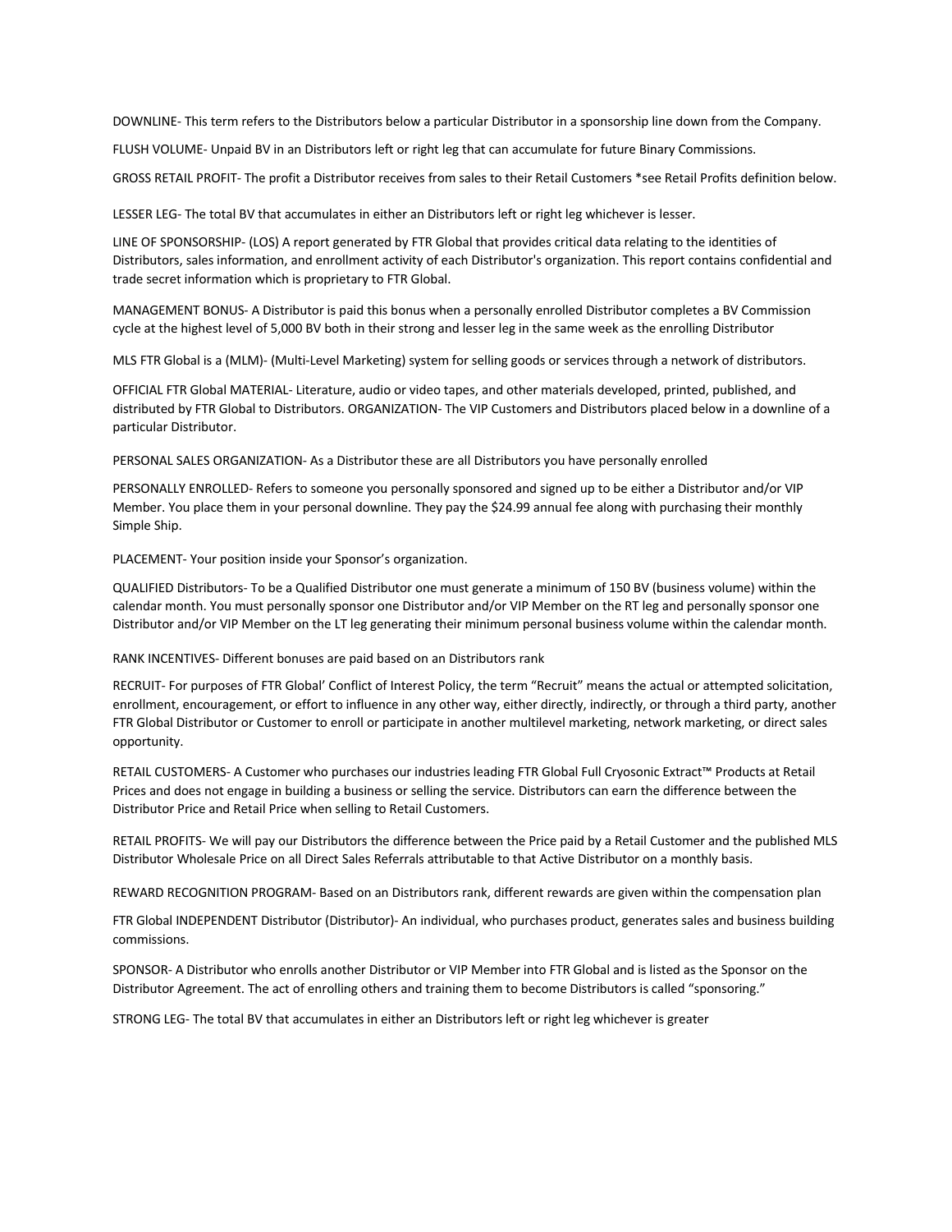DOWNLINE- This term refers to the Distributors below a particular Distributor in a sponsorship line down from the Company.

FLUSH VOLUME- Unpaid BV in an Distributors left or right leg that can accumulate for future Binary Commissions.

GROSS RETAIL PROFIT- The profit a Distributor receives from sales to their Retail Customers *see Retail Profits definition below.

LESSER LEG- The total BV that accumulates in either an Distributors left or right leg whichever is lesser.

LINE OF SPONSORSHIP- (LOS) A report generated by FTR Global that provides critical data relating to the identities of Distributors, sales information, and enrollment activity of each Distributor's organization. This report contains confidential and trade secret information which is proprietary to FTR Global.

MANAGEMENT BONUS- A Distributor is paid this bonus when a personally enrolled Distributor completes a BV Commission cycle at the highest level of 5,000 BV both in their strong and lesser leg in the same week as the enrolling Distributor

MLS FTR Global is a (MLM)- (Multi-Level Marketing) system for selling goods or services through a network of distributors.

OFFICIAL FTR Global MATERIAL- Literature, audio or video tapes, and other materials developed, printed, published, and distributed by FTR Global to Distributors. ORGANIZATION- The VIP Customers and Distributors placed below in a downline of a particular Distributor.

PERSONAL SALES ORGANIZATION- As a Distributor these are all Distributors you have personally enrolled

PERSONALLY ENROLLED- Refers to someone you personally sponsored and signed up to be either a Distributor and/or VIP Member. You place them in your personal downline. They pay the $24.99 annual fee along with purchasing their monthly Simple Ship.

PLACEMENT- Your position inside your Sponsor's organization.

QUALIFIED Distributors- To be a Qualified Distributor one must generate a minimum of 150 BV (business volume) within the calendar month. You must personally sponsor one Distributor and/or VIP Member on the RT leg and personally sponsor one Distributor and/or VIP Member on the LT leg generating their minimum personal business volume within the calendar month.

RANK INCENTIVES- Different bonuses are paid based on an Distributors rank

RECRUIT- For purposes of FTR Global' Conflict of Interest Policy, the term "Recruit" means the actual or attempted solicitation, enrollment, encouragement, or effort to influence in any other way, either directly, indirectly, or through a third party, another FTR Global Distributor or Customer to enroll or participate in another multilevel marketing, network marketing, or direct sales opportunity.

RETAIL CUSTOMERS- A Customer who purchases our industries leading FTR Global Full Cryosonic Extract™ Products at Retail Prices and does not engage in building a business or selling the service. Distributors can earn the difference between the Distributor Price and Retail Price when selling to Retail Customers.

RETAIL PROFITS- We will pay our Distributors the difference between the Price paid by a Retail Customer and the published MLS Distributor Wholesale Price on all Direct Sales Referrals attributable to that Active Distributor on a monthly basis.

REWARD RECOGNITION PROGRAM- Based on an Distributors rank, different rewards are given within the compensation plan

FTR Global INDEPENDENT Distributor (Distributor)- An individual, who purchases product, generates sales and business building commissions.

SPONSOR- A Distributor who enrolls another Distributor or VIP Member into FTR Global and is listed as the Sponsor on the Distributor Agreement. The act of enrolling others and training them to become Distributors is called "sponsoring."

STRONG LEG- The total BV that accumulates in either an Distributors left or right leg whichever is greater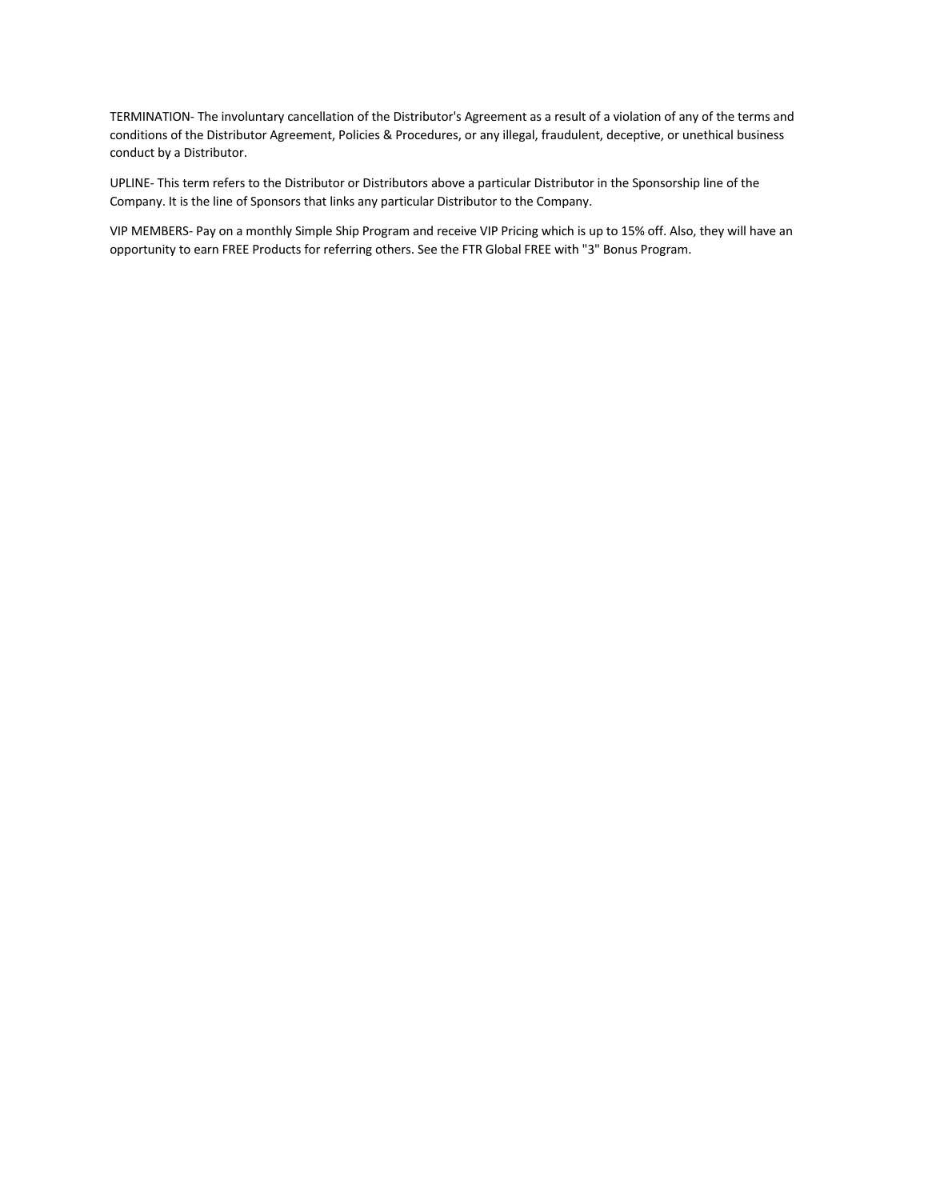TERMINATION- The involuntary cancellation of the Distributor's Agreement as a result of a violation of any of the terms and conditions of the Distributor Agreement, Policies & Procedures, or any illegal, fraudulent, deceptive, or unethical business conduct by a Distributor.

UPLINE- This term refers to the Distributor or Distributors above a particular Distributor in the Sponsorship line of the Company. It is the line of Sponsors that links any particular Distributor to the Company.

VIP MEMBERS- Pay on a monthly Simple Ship Program and receive VIP Pricing which is up to 15% off. Also, they will have an opportunity to earn FREE Products for referring others. See the FTR Global FREE with "3" Bonus Program.